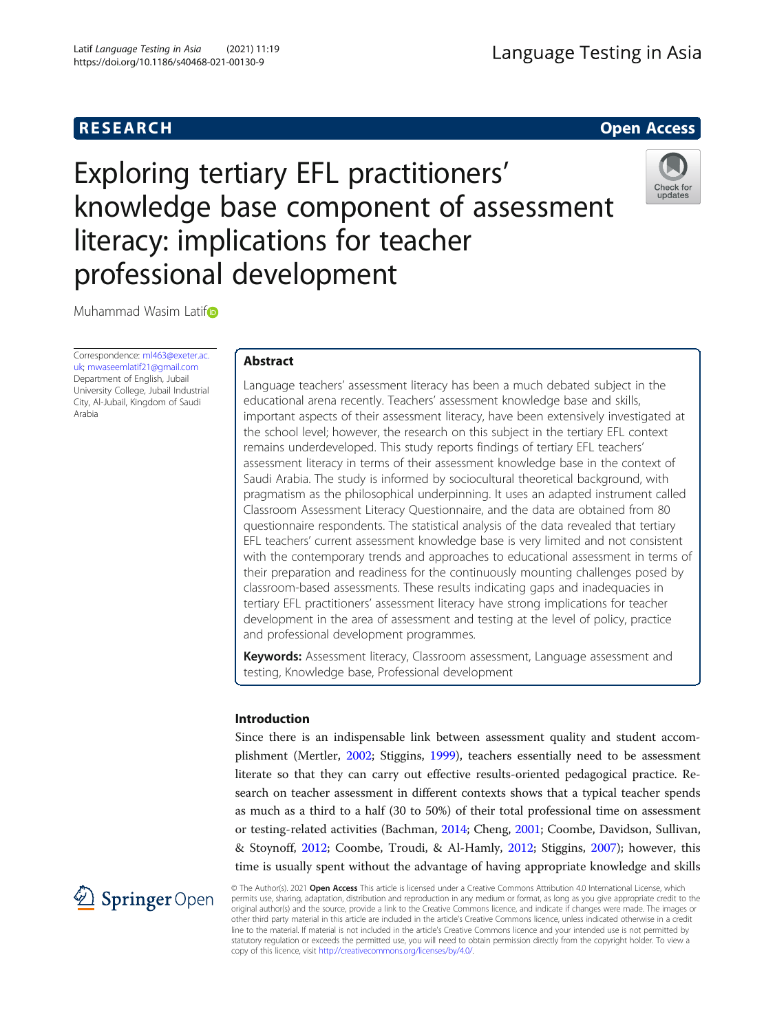RESEARCH Open Access

# Exploring tertiary EFL practitioners' knowledge base component of assessment literacy: implications for teacher professional development

Muhammad Wasim Latif

Correspondence: ml463@exeter.ac.uk; mwaseemlatif21@gmail.com
Department of English, Jubail University College, Jubail Industrial City, Al-Jubail, Kingdom of Saudi Arabia

## Abstract

Language teachers' assessment literacy has been a much debated subject in the educational arena recently. Teachers' assessment knowledge base and skills, important aspects of their assessment literacy, have been extensively investigated at the school level; however, the research on this subject in the tertiary EFL context remains underdeveloped. This study reports findings of tertiary EFL teachers' assessment literacy in terms of their assessment knowledge base in the context of Saudi Arabia. The study is informed by sociocultural theoretical background, with pragmatism as the philosophical underpinning. It uses an adapted instrument called Classroom Assessment Literacy Questionnaire, and the data are obtained from 80 questionnaire respondents. The statistical analysis of the data revealed that tertiary EFL teachers' current assessment knowledge base is very limited and not consistent with the contemporary trends and approaches to educational assessment in terms of their preparation and readiness for the continuously mounting challenges posed by classroom-based assessments. These results indicating gaps and inadequacies in tertiary EFL practitioners' assessment literacy have strong implications for teacher development in the area of assessment and testing at the level of policy, practice and professional development programmes.

**Keywords:** Assessment literacy, Classroom assessment, Language assessment and testing, Knowledge base, Professional development

## Introduction

Since there is an indispensable link between assessment quality and student accomplishment (Mertler, 2002; Stiggins, 1999), teachers essentially need to be assessment literate so that they can carry out effective results-oriented pedagogical practice. Research on teacher assessment in different contexts shows that a typical teacher spends as much as a third to a half (30 to 50%) of their total professional time on assessment or testing-related activities (Bachman, 2014; Cheng, 2001; Coombe, Davidson, Sullivan, & Stoynoff, 2012; Coombe, Troudi, & Al-Hamly, 2012; Stiggins, 2007); however, this time is usually spent without the advantage of having appropriate knowledge and skills

© The Author(s). 2021 **Open Access** This article is licensed under a Creative Commons Attribution 4.0 International License, which permits use, sharing, adaptation, distribution and reproduction in any medium or format, as long as you give appropriate credit to the original author(s) and the source, provide a link to the Creative Commons licence, and indicate if changes were made. The images or other third party material in this article are included in the article's Creative Commons licence, unless indicated otherwise in a credit line to the material. If material is not included in the article's Creative Commons licence and your intended use is not permitted by statutory regulation or exceeds the permitted use, you will need to obtain permission directly from the copyright holder. To view a copy of this licence, visit http://creativecommons.org/licenses/by/4.0/.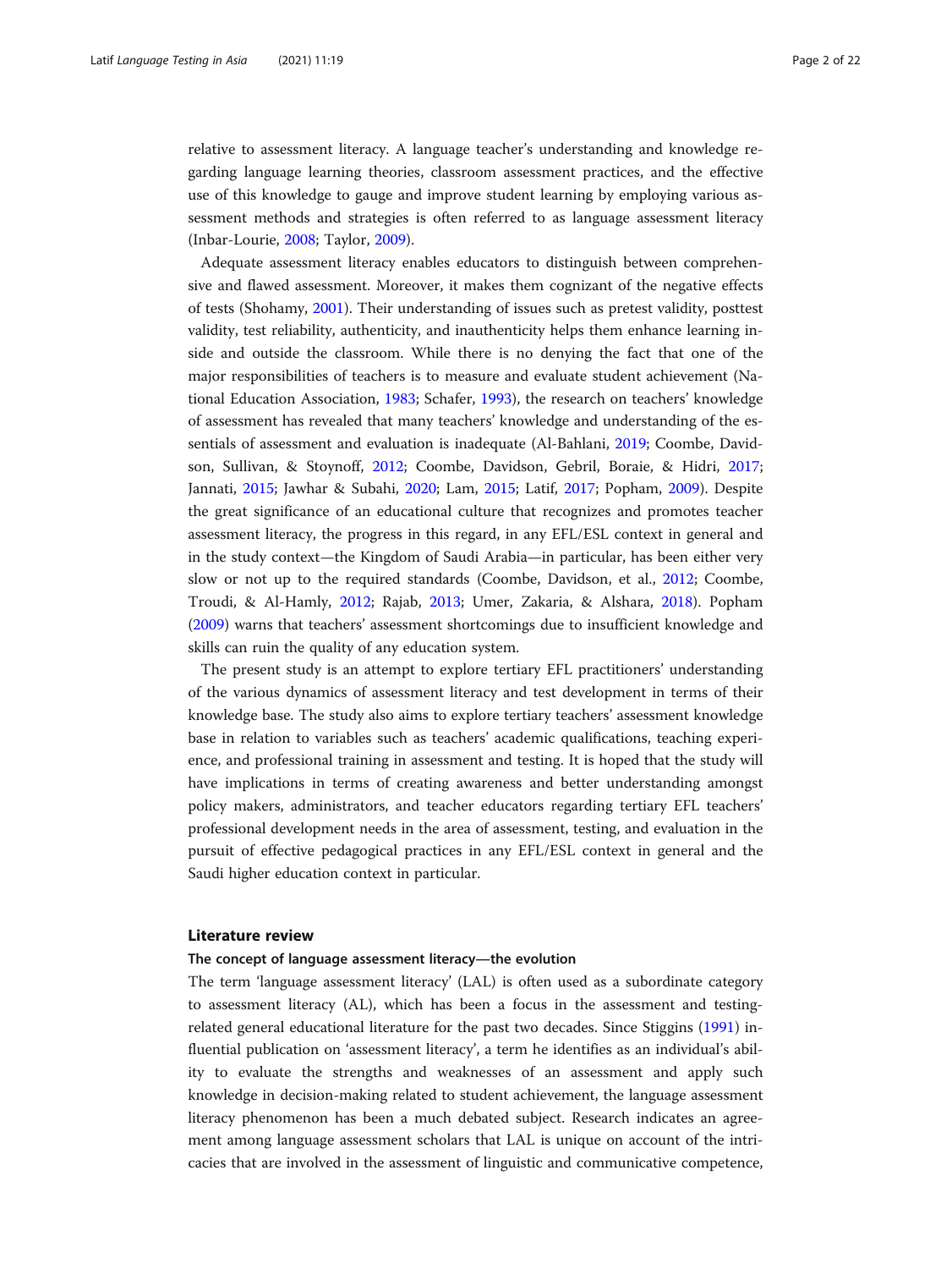relative to assessment literacy. A language teacher's understanding and knowledge regarding language learning theories, classroom assessment practices, and the effective use of this knowledge to gauge and improve student learning by employing various assessment methods and strategies is often referred to as language assessment literacy (Inbar-Lourie, 2008; Taylor, 2009).

Adequate assessment literacy enables educators to distinguish between comprehensive and flawed assessment. Moreover, it makes them cognizant of the negative effects of tests (Shohamy, 2001). Their understanding of issues such as pretest validity, posttest validity, test reliability, authenticity, and inauthenticity helps them enhance learning inside and outside the classroom. While there is no denying the fact that one of the major responsibilities of teachers is to measure and evaluate student achievement (National Education Association, 1983; Schafer, 1993), the research on teachers' knowledge of assessment has revealed that many teachers' knowledge and understanding of the essentials of assessment and evaluation is inadequate (Al-Bahlani, 2019; Coombe, Davidson, Sullivan, & Stoynoff, 2012; Coombe, Davidson, Gebril, Boraie, & Hidri, 2017; Jannati, 2015; Jawhar & Subahi, 2020; Lam, 2015; Latif, 2017; Popham, 2009). Despite the great significance of an educational culture that recognizes and promotes teacher assessment literacy, the progress in this regard, in any EFL/ESL context in general and in the study context—the Kingdom of Saudi Arabia—in particular, has been either very slow or not up to the required standards (Coombe, Davidson, et al., 2012; Coombe, Troudi, & Al-Hamly, 2012; Rajab, 2013; Umer, Zakaria, & Alshara, 2018). Popham (2009) warns that teachers' assessment shortcomings due to insufficient knowledge and skills can ruin the quality of any education system.

The present study is an attempt to explore tertiary EFL practitioners' understanding of the various dynamics of assessment literacy and test development in terms of their knowledge base. The study also aims to explore tertiary teachers' assessment knowledge base in relation to variables such as teachers' academic qualifications, teaching experience, and professional training in assessment and testing. It is hoped that the study will have implications in terms of creating awareness and better understanding amongst policy makers, administrators, and teacher educators regarding tertiary EFL teachers' professional development needs in the area of assessment, testing, and evaluation in the pursuit of effective pedagogical practices in any EFL/ESL context in general and the Saudi higher education context in particular.

## Literature review

### The concept of language assessment literacy—the evolution

The term 'language assessment literacy' (LAL) is often used as a subordinate category to assessment literacy (AL), which has been a focus in the assessment and testing-related general educational literature for the past two decades. Since Stiggins (1991) influential publication on 'assessment literacy', a term he identifies as an individual's ability to evaluate the strengths and weaknesses of an assessment and apply such knowledge in decision-making related to student achievement, the language assessment literacy phenomenon has been a much debated subject. Research indicates an agreement among language assessment scholars that LAL is unique on account of the intricacies that are involved in the assessment of linguistic and communicative competence,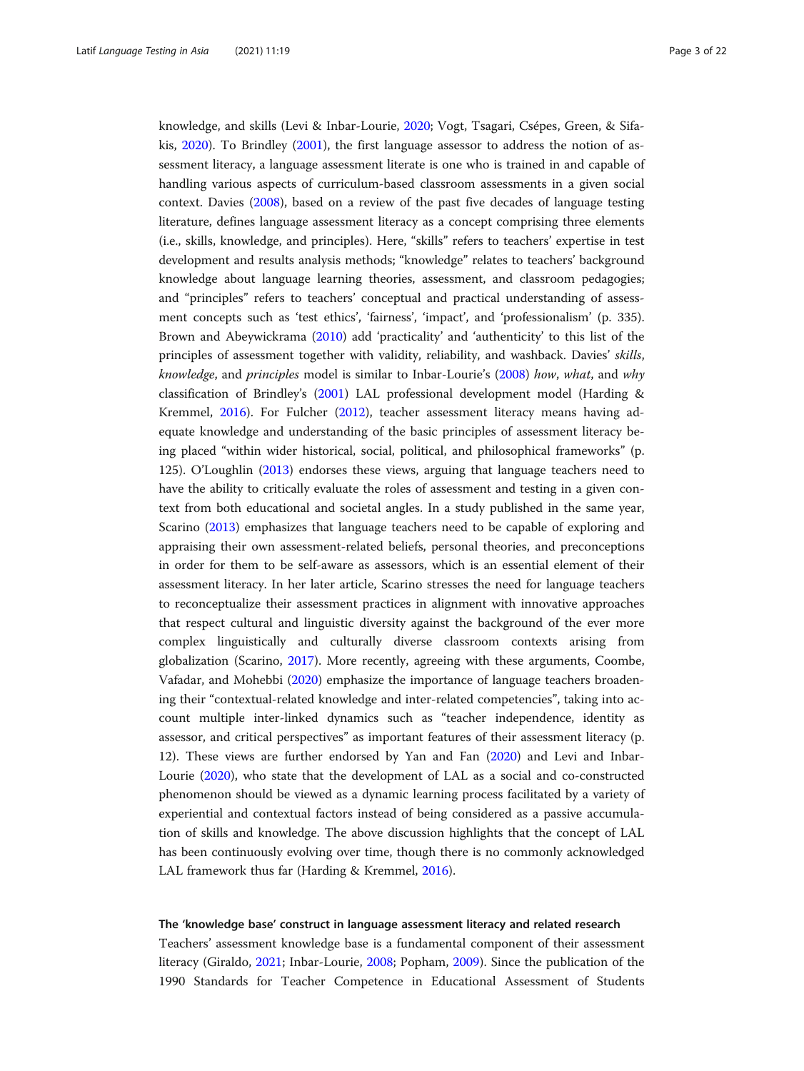knowledge, and skills (Levi & Inbar-Lourie, 2020; Vogt, Tsagari, Csépes, Green, & Sifakis, 2020). To Brindley (2001), the first language assessor to address the notion of assessment literacy, a language assessment literate is one who is trained in and capable of handling various aspects of curriculum-based classroom assessments in a given social context. Davies (2008), based on a review of the past five decades of language testing literature, defines language assessment literacy as a concept comprising three elements (i.e., skills, knowledge, and principles). Here, "skills" refers to teachers' expertise in test development and results analysis methods; "knowledge" relates to teachers' background knowledge about language learning theories, assessment, and classroom pedagogies; and "principles" refers to teachers' conceptual and practical understanding of assessment concepts such as 'test ethics', 'fairness', 'impact', and 'professionalism' (p. 335). Brown and Abeywickrama (2010) add 'practicality' and 'authenticity' to this list of the principles of assessment together with validity, reliability, and washback. Davies' *skills*, *knowledge*, and *principles* model is similar to Inbar-Lourie's (2008) *how*, *what*, and *why* classification of Brindley's (2001) LAL professional development model (Harding & Kremmel, 2016). For Fulcher (2012), teacher assessment literacy means having adequate knowledge and understanding of the basic principles of assessment literacy being placed "within wider historical, social, political, and philosophical frameworks" (p. 125). O'Loughlin (2013) endorses these views, arguing that language teachers need to have the ability to critically evaluate the roles of assessment and testing in a given context from both educational and societal angles. In a study published in the same year, Scarino (2013) emphasizes that language teachers need to be capable of exploring and appraising their own assessment-related beliefs, personal theories, and preconceptions in order for them to be self-aware as assessors, which is an essential element of their assessment literacy. In her later article, Scarino stresses the need for language teachers to reconceptualize their assessment practices in alignment with innovative approaches that respect cultural and linguistic diversity against the background of the ever more complex linguistically and culturally diverse classroom contexts arising from globalization (Scarino, 2017). More recently, agreeing with these arguments, Coombe, Vafadar, and Mohebbi (2020) emphasize the importance of language teachers broadening their "contextual-related knowledge and inter-related competencies", taking into account multiple inter-linked dynamics such as "teacher independence, identity as assessor, and critical perspectives" as important features of their assessment literacy (p. 12). These views are further endorsed by Yan and Fan (2020) and Levi and Inbar-Lourie (2020), who state that the development of LAL as a social and co-constructed phenomenon should be viewed as a dynamic learning process facilitated by a variety of experiential and contextual factors instead of being considered as a passive accumulation of skills and knowledge. The above discussion highlights that the concept of LAL has been continuously evolving over time, though there is no commonly acknowledged LAL framework thus far (Harding & Kremmel, 2016).

## The 'knowledge base' construct in language assessment literacy and related research

Teachers' assessment knowledge base is a fundamental component of their assessment literacy (Giraldo, 2021; Inbar-Lourie, 2008; Popham, 2009). Since the publication of the 1990 Standards for Teacher Competence in Educational Assessment of Students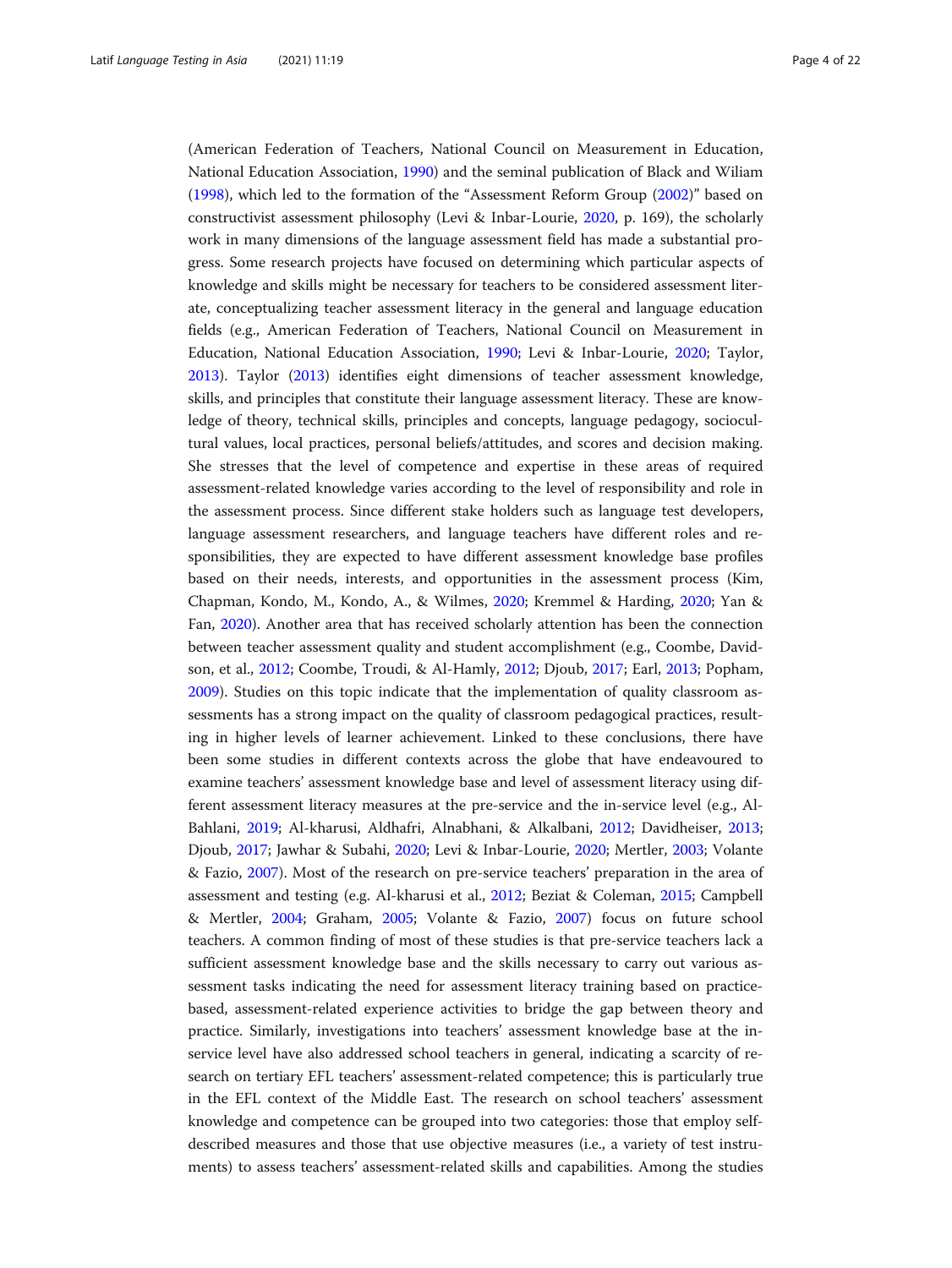(American Federation of Teachers, National Council on Measurement in Education, National Education Association, 1990) and the seminal publication of Black and Wiliam (1998), which led to the formation of the "Assessment Reform Group (2002)" based on constructivist assessment philosophy (Levi & Inbar-Lourie, 2020, p. 169), the scholarly work in many dimensions of the language assessment field has made a substantial progress. Some research projects have focused on determining which particular aspects of knowledge and skills might be necessary for teachers to be considered assessment literate, conceptualizing teacher assessment literacy in the general and language education fields (e.g., American Federation of Teachers, National Council on Measurement in Education, National Education Association, 1990; Levi & Inbar-Lourie, 2020; Taylor, 2013). Taylor (2013) identifies eight dimensions of teacher assessment knowledge, skills, and principles that constitute their language assessment literacy. These are knowledge of theory, technical skills, principles and concepts, language pedagogy, sociocultural values, local practices, personal beliefs/attitudes, and scores and decision making. She stresses that the level of competence and expertise in these areas of required assessment-related knowledge varies according to the level of responsibility and role in the assessment process. Since different stake holders such as language test developers, language assessment researchers, and language teachers have different roles and responsibilities, they are expected to have different assessment knowledge base profiles based on their needs, interests, and opportunities in the assessment process (Kim, Chapman, Kondo, M., Kondo, A., & Wilmes, 2020; Kremmel & Harding, 2020; Yan & Fan, 2020). Another area that has received scholarly attention has been the connection between teacher assessment quality and student accomplishment (e.g., Coombe, Davidson, et al., 2012; Coombe, Troudi, & Al-Hamly, 2012; Djoub, 2017; Earl, 2013; Popham, 2009). Studies on this topic indicate that the implementation of quality classroom assessments has a strong impact on the quality of classroom pedagogical practices, resulting in higher levels of learner achievement. Linked to these conclusions, there have been some studies in different contexts across the globe that have endeavoured to examine teachers' assessment knowledge base and level of assessment literacy using different assessment literacy measures at the pre-service and the in-service level (e.g., Al-Bahlani, 2019; Al-kharusi, Aldhafri, Alnabhani, & Alkalbani, 2012; Davidheiser, 2013; Djoub, 2017; Jawhar & Subahi, 2020; Levi & Inbar-Lourie, 2020; Mertler, 2003; Volante & Fazio, 2007). Most of the research on pre-service teachers' preparation in the area of assessment and testing (e.g. Al-kharusi et al., 2012; Beziat & Coleman, 2015; Campbell & Mertler, 2004; Graham, 2005; Volante & Fazio, 2007) focus on future school teachers. A common finding of most of these studies is that pre-service teachers lack a sufficient assessment knowledge base and the skills necessary to carry out various assessment tasks indicating the need for assessment literacy training based on practice-based, assessment-related experience activities to bridge the gap between theory and practice. Similarly, investigations into teachers' assessment knowledge base at the in-service level have also addressed school teachers in general, indicating a scarcity of research on tertiary EFL teachers' assessment-related competence; this is particularly true in the EFL context of the Middle East. The research on school teachers' assessment knowledge and competence can be grouped into two categories: those that employ self-described measures and those that use objective measures (i.e., a variety of test instruments) to assess teachers' assessment-related skills and capabilities. Among the studies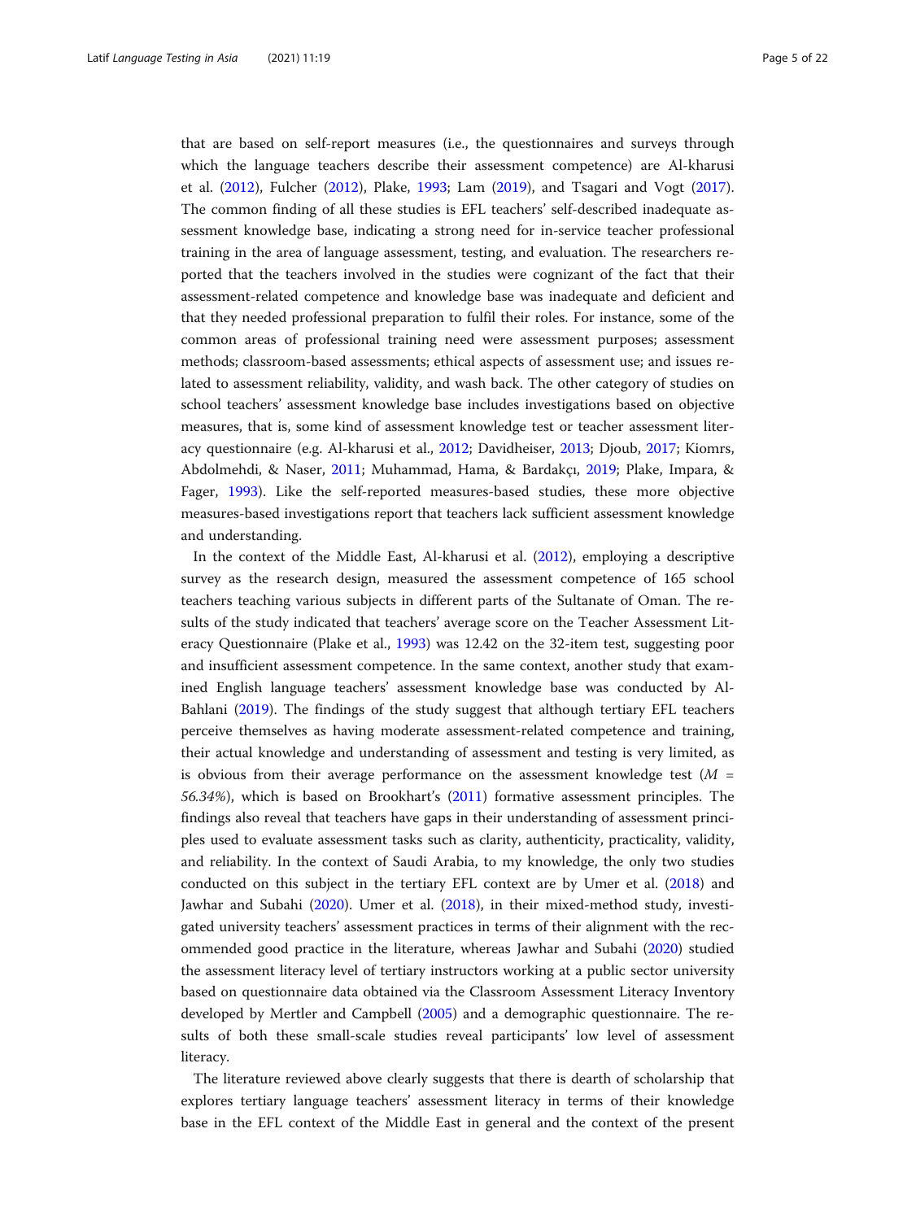that are based on self-report measures (i.e., the questionnaires and surveys through which the language teachers describe their assessment competence) are Al-kharusi et al. (2012), Fulcher (2012), Plake, 1993; Lam (2019), and Tsagari and Vogt (2017). The common finding of all these studies is EFL teachers' self-described inadequate assessment knowledge base, indicating a strong need for in-service teacher professional training in the area of language assessment, testing, and evaluation. The researchers reported that the teachers involved in the studies were cognizant of the fact that their assessment-related competence and knowledge base was inadequate and deficient and that they needed professional preparation to fulfil their roles. For instance, some of the common areas of professional training need were assessment purposes; assessment methods; classroom-based assessments; ethical aspects of assessment use; and issues related to assessment reliability, validity, and wash back. The other category of studies on school teachers' assessment knowledge base includes investigations based on objective measures, that is, some kind of assessment knowledge test or teacher assessment literacy questionnaire (e.g. Al-kharusi et al., 2012; Davidheiser, 2013; Djoub, 2017; Kiomrs, Abdolmehdi, & Naser, 2011; Muhammad, Hama, & Bardakçı, 2019; Plake, Impara, & Fager, 1993). Like the self-reported measures-based studies, these more objective measures-based investigations report that teachers lack sufficient assessment knowledge and understanding.

In the context of the Middle East, Al-kharusi et al. (2012), employing a descriptive survey as the research design, measured the assessment competence of 165 school teachers teaching various subjects in different parts of the Sultanate of Oman. The results of the study indicated that teachers' average score on the Teacher Assessment Literacy Questionnaire (Plake et al., 1993) was 12.42 on the 32-item test, suggesting poor and insufficient assessment competence. In the same context, another study that examined English language teachers' assessment knowledge base was conducted by Al-Bahlani (2019). The findings of the study suggest that although tertiary EFL teachers perceive themselves as having moderate assessment-related competence and training, their actual knowledge and understanding of assessment and testing is very limited, as is obvious from their average performance on the assessment knowledge test (*M = 56.34%*), which is based on Brookhart's (2011) formative assessment principles. The findings also reveal that teachers have gaps in their understanding of assessment principles used to evaluate assessment tasks such as clarity, authenticity, practicality, validity, and reliability. In the context of Saudi Arabia, to my knowledge, the only two studies conducted on this subject in the tertiary EFL context are by Umer et al. (2018) and Jawhar and Subahi (2020). Umer et al. (2018), in their mixed-method study, investigated university teachers' assessment practices in terms of their alignment with the recommended good practice in the literature, whereas Jawhar and Subahi (2020) studied the assessment literacy level of tertiary instructors working at a public sector university based on questionnaire data obtained via the Classroom Assessment Literacy Inventory developed by Mertler and Campbell (2005) and a demographic questionnaire. The results of both these small-scale studies reveal participants' low level of assessment literacy.

The literature reviewed above clearly suggests that there is dearth of scholarship that explores tertiary language teachers' assessment literacy in terms of their knowledge base in the EFL context of the Middle East in general and the context of the present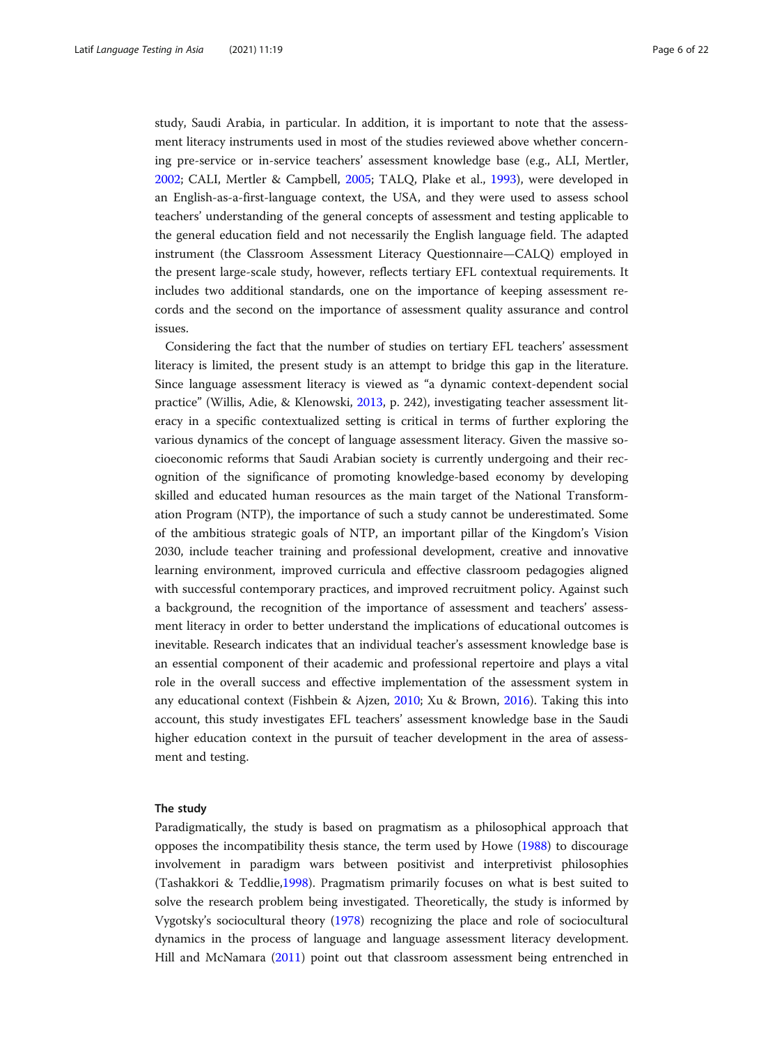study, Saudi Arabia, in particular. In addition, it is important to note that the assessment literacy instruments used in most of the studies reviewed above whether concerning pre-service or in-service teachers' assessment knowledge base (e.g., ALI, Mertler, 2002; CALI, Mertler & Campbell, 2005; TALQ, Plake et al., 1993), were developed in an English-as-a-first-language context, the USA, and they were used to assess school teachers' understanding of the general concepts of assessment and testing applicable to the general education field and not necessarily the English language field. The adapted instrument (the Classroom Assessment Literacy Questionnaire—CALQ) employed in the present large-scale study, however, reflects tertiary EFL contextual requirements. It includes two additional standards, one on the importance of keeping assessment records and the second on the importance of assessment quality assurance and control issues.

Considering the fact that the number of studies on tertiary EFL teachers' assessment literacy is limited, the present study is an attempt to bridge this gap in the literature. Since language assessment literacy is viewed as "a dynamic context-dependent social practice" (Willis, Adie, & Klenowski, 2013, p. 242), investigating teacher assessment literacy in a specific contextualized setting is critical in terms of further exploring the various dynamics of the concept of language assessment literacy. Given the massive socioeconomic reforms that Saudi Arabian society is currently undergoing and their recognition of the significance of promoting knowledge-based economy by developing skilled and educated human resources as the main target of the National Transformation Program (NTP), the importance of such a study cannot be underestimated. Some of the ambitious strategic goals of NTP, an important pillar of the Kingdom's Vision 2030, include teacher training and professional development, creative and innovative learning environment, improved curricula and effective classroom pedagogies aligned with successful contemporary practices, and improved recruitment policy. Against such a background, the recognition of the importance of assessment and teachers' assessment literacy in order to better understand the implications of educational outcomes is inevitable. Research indicates that an individual teacher's assessment knowledge base is an essential component of their academic and professional repertoire and plays a vital role in the overall success and effective implementation of the assessment system in any educational context (Fishbein & Ajzen, 2010; Xu & Brown, 2016). Taking this into account, this study investigates EFL teachers' assessment knowledge base in the Saudi higher education context in the pursuit of teacher development in the area of assessment and testing.

## The study

Paradigmatically, the study is based on pragmatism as a philosophical approach that opposes the incompatibility thesis stance, the term used by Howe (1988) to discourage involvement in paradigm wars between positivist and interpretivist philosophies (Tashakkori & Teddlie,1998). Pragmatism primarily focuses on what is best suited to solve the research problem being investigated. Theoretically, the study is informed by Vygotsky's sociocultural theory (1978) recognizing the place and role of sociocultural dynamics in the process of language and language assessment literacy development. Hill and McNamara (2011) point out that classroom assessment being entrenched in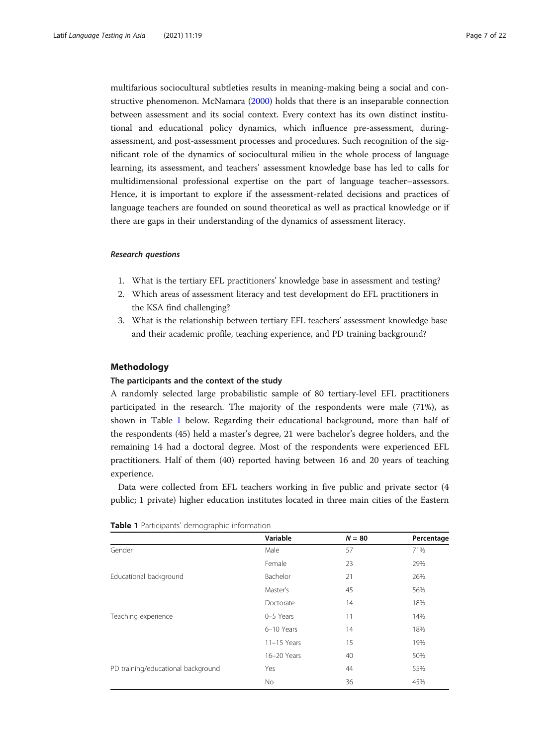multifarious sociocultural subtleties results in meaning-making being a social and constructive phenomenon. McNamara (2000) holds that there is an inseparable connection between assessment and its social context. Every context has its own distinct institutional and educational policy dynamics, which influence pre-assessment, during-assessment, and post-assessment processes and procedures. Such recognition of the significant role of the dynamics of sociocultural milieu in the whole process of language learning, its assessment, and teachers' assessment knowledge base has led to calls for multidimensional professional expertise on the part of language teacher–assessors. Hence, it is important to explore if the assessment-related decisions and practices of language teachers are founded on sound theoretical as well as practical knowledge or if there are gaps in their understanding of the dynamics of assessment literacy.

### *Research questions*

1. What is the tertiary EFL practitioners' knowledge base in assessment and testing?
2. Which areas of assessment literacy and test development do EFL practitioners in the KSA find challenging?
3. What is the relationship between tertiary EFL teachers' assessment knowledge base and their academic profile, teaching experience, and PD training background?

## Methodology

### The participants and the context of the study

A randomly selected large probabilistic sample of 80 tertiary-level EFL practitioners participated in the research. The majority of the respondents were male (71%), as shown in Table 1 below. Regarding their educational background, more than half of the respondents (45) held a master's degree, 21 were bachelor's degree holders, and the remaining 14 had a doctoral degree. Most of the respondents were experienced EFL practitioners. Half of them (40) reported having between 16 and 20 years of teaching experience.

Data were collected from EFL teachers working in five public and private sector (4 public; 1 private) higher education institutes located in three main cities of the Eastern

**Table 1** Participants' demographic information

| | Variable | $N = 80$ | Percentage |
|---|---|---|---|
| Gender | Male | 57 | 71% |
| | Female | 23 | 29% |
| Educational background | Bachelor | 21 | 26% |
| | Master's | 45 | 56% |
| | Doctorate | 14 | 18% |
| Teaching experience | 0–5 Years | 11 | 14% |
| | 6–10 Years | 14 | 18% |
| | 11–15 Years | 15 | 19% |
| | 16–20 Years | 40 | 50% |
| PD training/educational background | Yes | 44 | 55% |
| | No | 36 | 45% |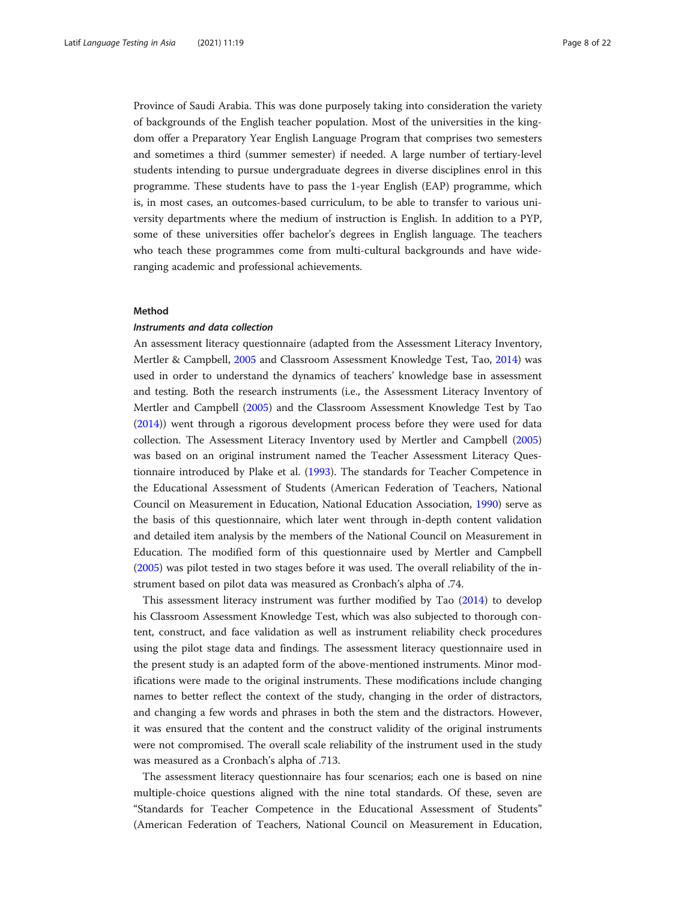Province of Saudi Arabia. This was done purposely taking into consideration the variety of backgrounds of the English teacher population. Most of the universities in the kingdom offer a Preparatory Year English Language Program that comprises two semesters and sometimes a third (summer semester) if needed. A large number of tertiary-level students intending to pursue undergraduate degrees in diverse disciplines enrol in this programme. These students have to pass the 1-year English (EAP) programme, which is, in most cases, an outcomes-based curriculum, to be able to transfer to various university departments where the medium of instruction is English. In addition to a PYP, some of these universities offer bachelor's degrees in English language. The teachers who teach these programmes come from multi-cultural backgrounds and have wide-ranging academic and professional achievements.

## Method

### *Instruments and data collection*

An assessment literacy questionnaire (adapted from the Assessment Literacy Inventory, Mertler & Campbell, 2005 and Classroom Assessment Knowledge Test, Tao, 2014) was used in order to understand the dynamics of teachers' knowledge base in assessment and testing. Both the research instruments (i.e., the Assessment Literacy Inventory of Mertler and Campbell (2005) and the Classroom Assessment Knowledge Test by Tao (2014)) went through a rigorous development process before they were used for data collection. The Assessment Literacy Inventory used by Mertler and Campbell (2005) was based on an original instrument named the Teacher Assessment Literacy Questionnaire introduced by Plake et al. (1993). The standards for Teacher Competence in the Educational Assessment of Students (American Federation of Teachers, National Council on Measurement in Education, National Education Association, 1990) serve as the basis of this questionnaire, which later went through in-depth content validation and detailed item analysis by the members of the National Council on Measurement in Education. The modified form of this questionnaire used by Mertler and Campbell (2005) was pilot tested in two stages before it was used. The overall reliability of the instrument based on pilot data was measured as Cronbach's alpha of .74.

This assessment literacy instrument was further modified by Tao (2014) to develop his Classroom Assessment Knowledge Test, which was also subjected to thorough content, construct, and face validation as well as instrument reliability check procedures using the pilot stage data and findings. The assessment literacy questionnaire used in the present study is an adapted form of the above-mentioned instruments. Minor modifications were made to the original instruments. These modifications include changing names to better reflect the context of the study, changing in the order of distractors, and changing a few words and phrases in both the stem and the distractors. However, it was ensured that the content and the construct validity of the original instruments were not compromised. The overall scale reliability of the instrument used in the study was measured as a Cronbach's alpha of .713.

The assessment literacy questionnaire has four scenarios; each one is based on nine multiple-choice questions aligned with the nine total standards. Of these, seven are "Standards for Teacher Competence in the Educational Assessment of Students" (American Federation of Teachers, National Council on Measurement in Education,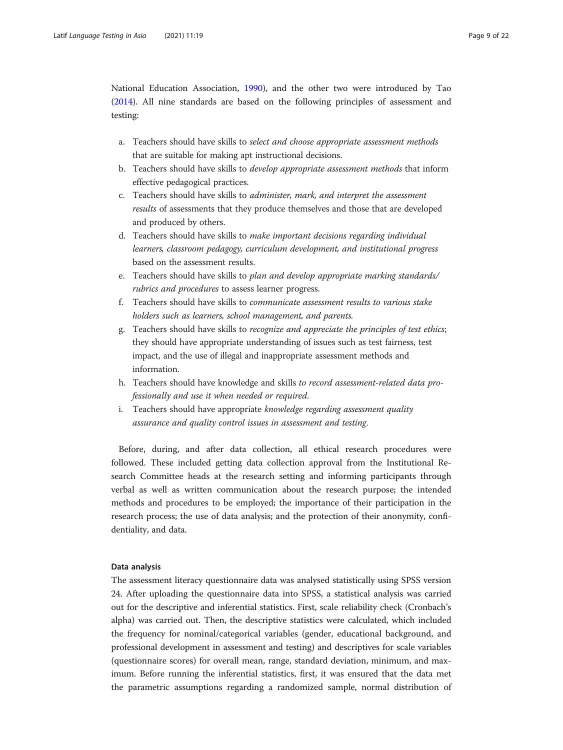National Education Association, 1990), and the other two were introduced by Tao (2014). All nine standards are based on the following principles of assessment and testing:

a. Teachers should have skills to *select and choose appropriate assessment methods* that are suitable for making apt instructional decisions.
b. Teachers should have skills to *develop appropriate assessment methods* that inform effective pedagogical practices.
c. Teachers should have skills to *administer, mark, and interpret the assessment results* of assessments that they produce themselves and those that are developed and produced by others.
d. Teachers should have skills to *make important decisions regarding individual learners, classroom pedagogy, curriculum development, and institutional progress* based on the assessment results.
e. Teachers should have skills to *plan and develop appropriate marking standards/ rubrics and procedures* to assess learner progress.
f. Teachers should have skills to *communicate assessment results to various stake holders such as learners, school management, and parents.*
g. Teachers should have skills to *recognize and appreciate the principles of test ethics*; they should have appropriate understanding of issues such as test fairness, test impact, and the use of illegal and inappropriate assessment methods and information.
h. Teachers should have knowledge and skills *to record assessment-related data professionally and use it when needed or required.*
i. Teachers should have appropriate *knowledge regarding assessment quality assurance and quality control issues in assessment and testing.*

Before, during, and after data collection, all ethical research procedures were followed. These included getting data collection approval from the Institutional Research Committee heads at the research setting and informing participants through verbal as well as written communication about the research purpose; the intended methods and procedures to be employed; the importance of their participation in the research process; the use of data analysis; and the protection of their anonymity, confidentiality, and data.

#### Data analysis

The assessment literacy questionnaire data was analysed statistically using SPSS version 24. After uploading the questionnaire data into SPSS, a statistical analysis was carried out for the descriptive and inferential statistics. First, scale reliability check (Cronbach's alpha) was carried out. Then, the descriptive statistics were calculated, which included the frequency for nominal/categorical variables (gender, educational background, and professional development in assessment and testing) and descriptives for scale variables (questionnaire scores) for overall mean, range, standard deviation, minimum, and maximum. Before running the inferential statistics, first, it was ensured that the data met the parametric assumptions regarding a randomized sample, normal distribution of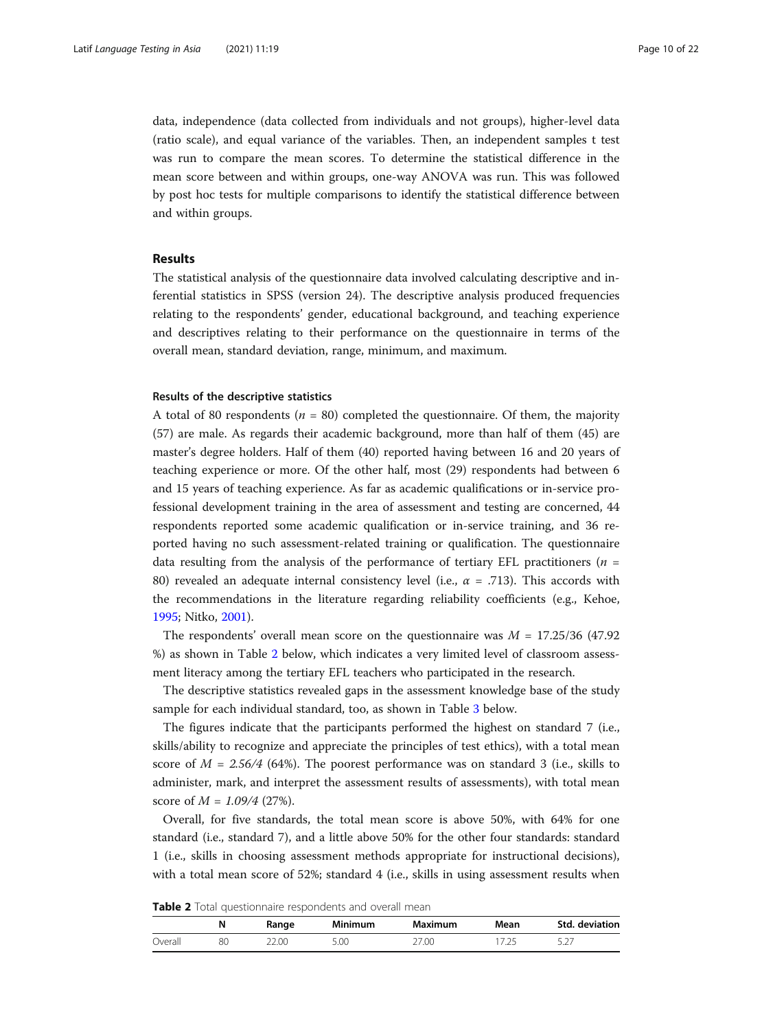data, independence (data collected from individuals and not groups), higher-level data (ratio scale), and equal variance of the variables. Then, an independent samples t test was run to compare the mean scores. To determine the statistical difference in the mean score between and within groups, one-way ANOVA was run. This was followed by post hoc tests for multiple comparisons to identify the statistical difference between and within groups.

## Results

The statistical analysis of the questionnaire data involved calculating descriptive and inferential statistics in SPSS (version 24). The descriptive analysis produced frequencies relating to the respondents' gender, educational background, and teaching experience and descriptives relating to their performance on the questionnaire in terms of the overall mean, standard deviation, range, minimum, and maximum.

### Results of the descriptive statistics

A total of 80 respondents ($n$ = 80) completed the questionnaire. Of them, the majority (57) are male. As regards their academic background, more than half of them (45) are master's degree holders. Half of them (40) reported having between 16 and 20 years of teaching experience or more. Of the other half, most (29) respondents had between 6 and 15 years of teaching experience. As far as academic qualifications or in-service professional development training in the area of assessment and testing are concerned, 44 respondents reported some academic qualification or in-service training, and 36 reported having no such assessment-related training or qualification. The questionnaire data resulting from the analysis of the performance of tertiary EFL practitioners ($n$ = 80) revealed an adequate internal consistency level (i.e., $\alpha$ = .713). This accords with the recommendations in the literature regarding reliability coefficients (e.g., Kehoe, 1995; Nitko, 2001).

The respondents' overall mean score on the questionnaire was $M$ = 17.25/36 (47.92 %) as shown in Table 2 below, which indicates a very limited level of classroom assessment literacy among the tertiary EFL teachers who participated in the research.

The descriptive statistics revealed gaps in the assessment knowledge base of the study sample for each individual standard, too, as shown in Table 3 below.

The figures indicate that the participants performed the highest on standard 7 (i.e., skills/ability to recognize and appreciate the principles of test ethics), with a total mean score of $M$ = *2.56/4* (64%). The poorest performance was on standard 3 (i.e., skills to administer, mark, and interpret the assessment results of assessments), with total mean score of $M$ = *1.09/4* (27%).

Overall, for five standards, the total mean score is above 50%, with 64% for one standard (i.e., standard 7), and a little above 50% for the other four standards: standard 1 (i.e., skills in choosing assessment methods appropriate for instructional decisions), with a total mean score of 52%; standard 4 (i.e., skills in using assessment results when

**Table 2** Total questionnaire respondents and overall mean

| | N | Range | Minimum | Maximum | Mean | Std. deviation |
|---|---|---|---|---|---|---|
| Overall | 80 | 22.00 | 5.00 | 27.00 | 17.25 | 5.27 |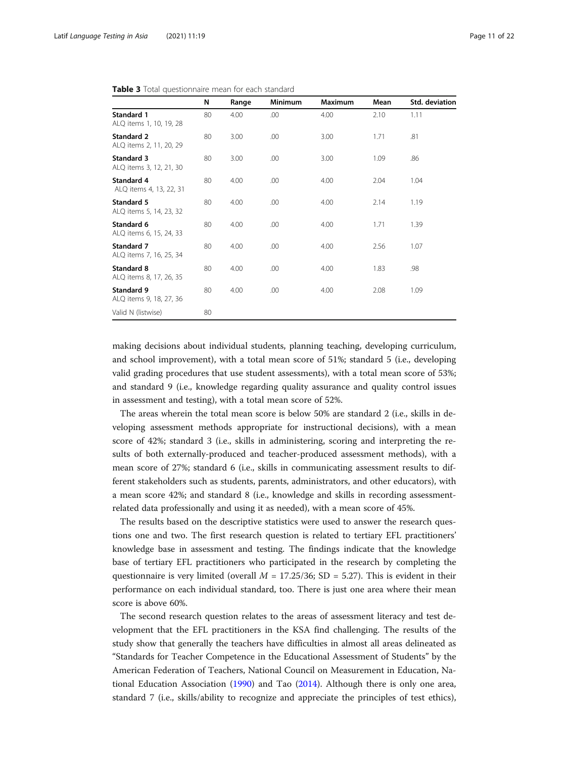**Table 3** Total questionnaire mean for each standard

| | N | Range | Minimum | Maximum | Mean | Std. deviation |
|---|---|---|---|---|---|---|
| **Standard 1** ALQ items 1, 10, 19, 28 | 80 | 4.00 | .00 | 4.00 | 2.10 | 1.11 |
| **Standard 2** ALQ items 2, 11, 20, 29 | 80 | 3.00 | .00 | 3.00 | 1.71 | .81 |
| **Standard 3** ALQ items 3, 12, 21, 30 | 80 | 3.00 | .00 | 3.00 | 1.09 | .86 |
| **Standard 4** ALQ items 4, 13, 22, 31 | 80 | 4.00 | .00 | 4.00 | 2.04 | 1.04 |
| **Standard 5** ALQ items 5, 14, 23, 32 | 80 | 4.00 | .00 | 4.00 | 2.14 | 1.19 |
| **Standard 6** ALQ items 6, 15, 24, 33 | 80 | 4.00 | .00 | 4.00 | 1.71 | 1.39 |
| **Standard 7** ALQ items 7, 16, 25, 34 | 80 | 4.00 | .00 | 4.00 | 2.56 | 1.07 |
| **Standard 8** ALQ items 8, 17, 26, 35 | 80 | 4.00 | .00 | 4.00 | 1.83 | .98 |
| **Standard 9** ALQ items 9, 18, 27, 36 | 80 | 4.00 | .00 | 4.00 | 2.08 | 1.09 |
| Valid N (listwise) | 80 | | | | | |

making decisions about individual students, planning teaching, developing curriculum, and school improvement), with a total mean score of 51%; standard 5 (i.e., developing valid grading procedures that use student assessments), with a total mean score of 53%; and standard 9 (i.e., knowledge regarding quality assurance and quality control issues in assessment and testing), with a total mean score of 52%.

The areas wherein the total mean score is below 50% are standard 2 (i.e., skills in developing assessment methods appropriate for instructional decisions), with a mean score of 42%; standard 3 (i.e., skills in administering, scoring and interpreting the results of both externally-produced and teacher-produced assessment methods), with a mean score of 27%; standard 6 (i.e., skills in communicating assessment results to different stakeholders such as students, parents, administrators, and other educators), with a mean score 42%; and standard 8 (i.e., knowledge and skills in recording assessment-related data professionally and using it as needed), with a mean score of 45%.

The results based on the descriptive statistics were used to answer the research questions one and two. The first research question is related to tertiary EFL practitioners' knowledge base in assessment and testing. The findings indicate that the knowledge base of tertiary EFL practitioners who participated in the research by completing the questionnaire is very limited (overall $M$ = 17.25/36; SD = 5.27). This is evident in their performance on each individual standard, too. There is just one area where their mean score is above 60%.

The second research question relates to the areas of assessment literacy and test development that the EFL practitioners in the KSA find challenging. The results of the study show that generally the teachers have difficulties in almost all areas delineated as "Standards for Teacher Competence in the Educational Assessment of Students" by the American Federation of Teachers, National Council on Measurement in Education, National Education Association (1990) and Tao (2014). Although there is only one area, standard 7 (i.e., skills/ability to recognize and appreciate the principles of test ethics),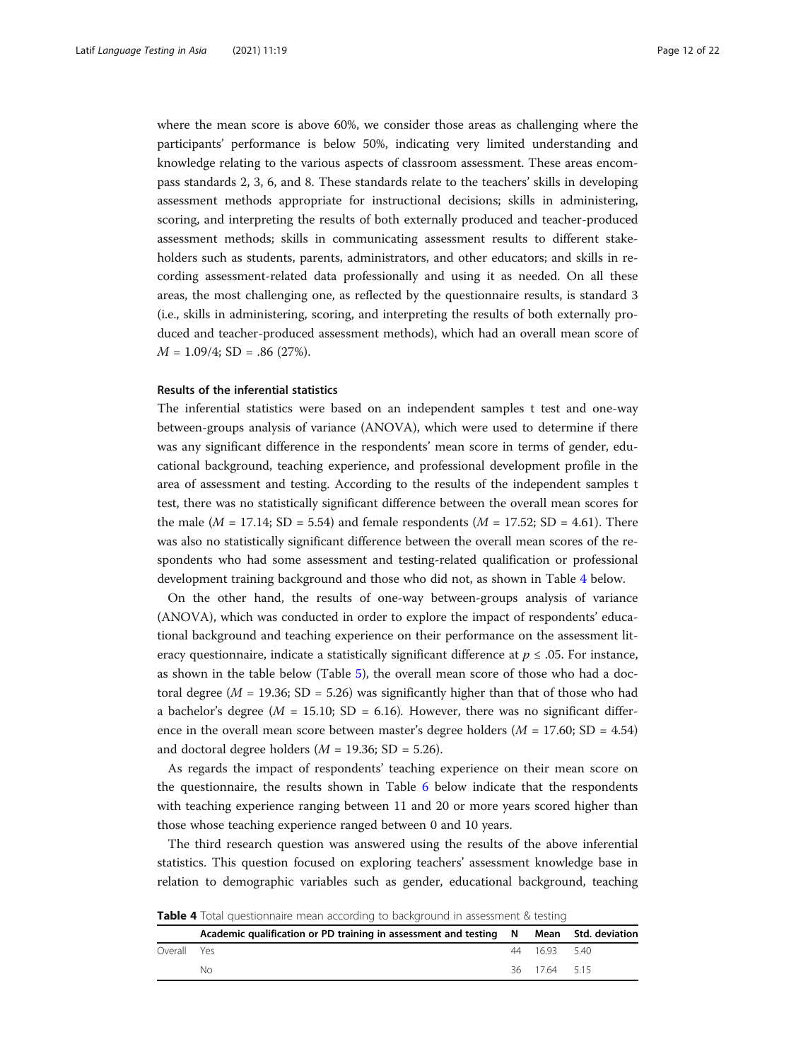where the mean score is above 60%, we consider those areas as challenging where the participants' performance is below 50%, indicating very limited understanding and knowledge relating to the various aspects of classroom assessment. These areas encompass standards 2, 3, 6, and 8. These standards relate to the teachers' skills in developing assessment methods appropriate for instructional decisions; skills in administering, scoring, and interpreting the results of both externally produced and teacher-produced assessment methods; skills in communicating assessment results to different stakeholders such as students, parents, administrators, and other educators; and skills in recording assessment-related data professionally and using it as needed. On all these areas, the most challenging one, as reflected by the questionnaire results, is standard 3 (i.e., skills in administering, scoring, and interpreting the results of both externally produced and teacher-produced assessment methods), which had an overall mean score of $M = 1.09/4$; SD = .86 (27%).

#### Results of the inferential statistics

The inferential statistics were based on an independent samples t test and one-way between-groups analysis of variance (ANOVA), which were used to determine if there was any significant difference in the respondents' mean score in terms of gender, educational background, teaching experience, and professional development profile in the area of assessment and testing. According to the results of the independent samples t test, there was no statistically significant difference between the overall mean scores for the male ($M = 17.14$; SD = 5.54) and female respondents ($M = 17.52$; SD = 4.61). There was also no statistically significant difference between the overall mean scores of the respondents who had some assessment and testing-related qualification or professional development training background and those who did not, as shown in Table 4 below.

On the other hand, the results of one-way between-groups analysis of variance (ANOVA), which was conducted in order to explore the impact of respondents' educational background and teaching experience on their performance on the assessment literacy questionnaire, indicate a statistically significant difference at $p \leq .05$. For instance, as shown in the table below (Table 5), the overall mean score of those who had a doctoral degree ($M = 19.36$; SD = 5.26) was significantly higher than that of those who had a bachelor's degree ($M = 15.10$; SD = 6.16). However, there was no significant difference in the overall mean score between master's degree holders ($M = 17.60$; SD = 4.54) and doctoral degree holders ($M = 19.36$; SD = 5.26).

As regards the impact of respondents' teaching experience on their mean score on the questionnaire, the results shown in Table 6 below indicate that the respondents with teaching experience ranging between 11 and 20 or more years scored higher than those whose teaching experience ranged between 0 and 10 years.

The third research question was answered using the results of the above inferential statistics. This question focused on exploring teachers' assessment knowledge base in relation to demographic variables such as gender, educational background, teaching

**Table 4** Total questionnaire mean according to background in assessment & testing

| | Academic qualification or PD training in assessment and testing | N | Mean | Std. deviation |
|---|---|---|---|---|
| Overall | Yes | 44 | 16.93 | 5.40 |
| | No | 36 | 17.64 | 5.15 |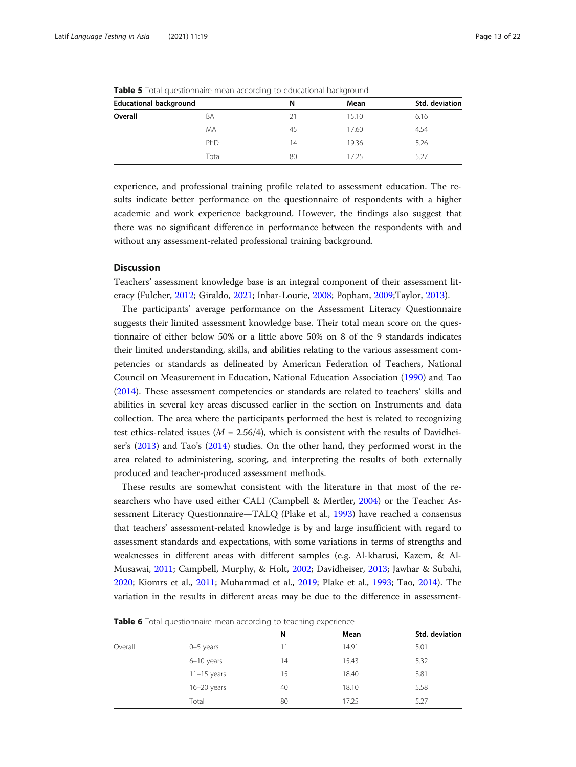**Table 5** Total questionnaire mean according to educational background

| Educational background | | N | Mean | Std. deviation |
|---|---|---|---|---|
| Overall | BA | 21 | 15.10 | 6.16 |
| | MA | 45 | 17.60 | 4.54 |
| | PhD | 14 | 19.36 | 5.26 |
| | Total | 80 | 17.25 | 5.27 |

experience, and professional training profile related to assessment education. The results indicate better performance on the questionnaire of respondents with a higher academic and work experience background. However, the findings also suggest that there was no significant difference in performance between the respondents with and without any assessment-related professional training background.

## Discussion

Teachers' assessment knowledge base is an integral component of their assessment literacy (Fulcher, 2012; Giraldo, 2021; Inbar-Lourie, 2008; Popham, 2009;Taylor, 2013).

The participants' average performance on the Assessment Literacy Questionnaire suggests their limited assessment knowledge base. Their total mean score on the questionnaire of either below 50% or a little above 50% on 8 of the 9 standards indicates their limited understanding, skills, and abilities relating to the various assessment competencies or standards as delineated by American Federation of Teachers, National Council on Measurement in Education, National Education Association (1990) and Tao (2014). These assessment competencies or standards are related to teachers' skills and abilities in several key areas discussed earlier in the section on Instruments and data collection. The area where the participants performed the best is related to recognizing test ethics-related issues ($M$ = 2.56/4), which is consistent with the results of Davidheiser's (2013) and Tao's (2014) studies. On the other hand, they performed worst in the area related to administering, scoring, and interpreting the results of both externally produced and teacher-produced assessment methods.

These results are somewhat consistent with the literature in that most of the researchers who have used either CALI (Campbell & Mertler, 2004) or the Teacher Assessment Literacy Questionnaire—TALQ (Plake et al., 1993) have reached a consensus that teachers' assessment-related knowledge is by and large insufficient with regard to assessment standards and expectations, with some variations in terms of strengths and weaknesses in different areas with different samples (e.g. Al-kharusi, Kazem, & Al-Musawai, 2011; Campbell, Murphy, & Holt, 2002; Davidheiser, 2013; Jawhar & Subahi, 2020; Kiomrs et al., 2011; Muhammad et al., 2019; Plake et al., 1993; Tao, 2014). The variation in the results in different areas may be due to the difference in assessment-

**Table 6** Total questionnaire mean according to teaching experience

| | | N | Mean | Std. deviation |
|---|---|---|---|---|
| Overall | 0–5 years | 11 | 14.91 | 5.01 |
| | 6–10 years | 14 | 15.43 | 5.32 |
| | 11–15 years | 15 | 18.40 | 3.81 |
| | 16–20 years | 40 | 18.10 | 5.58 |
| | Total | 80 | 17.25 | 5.27 |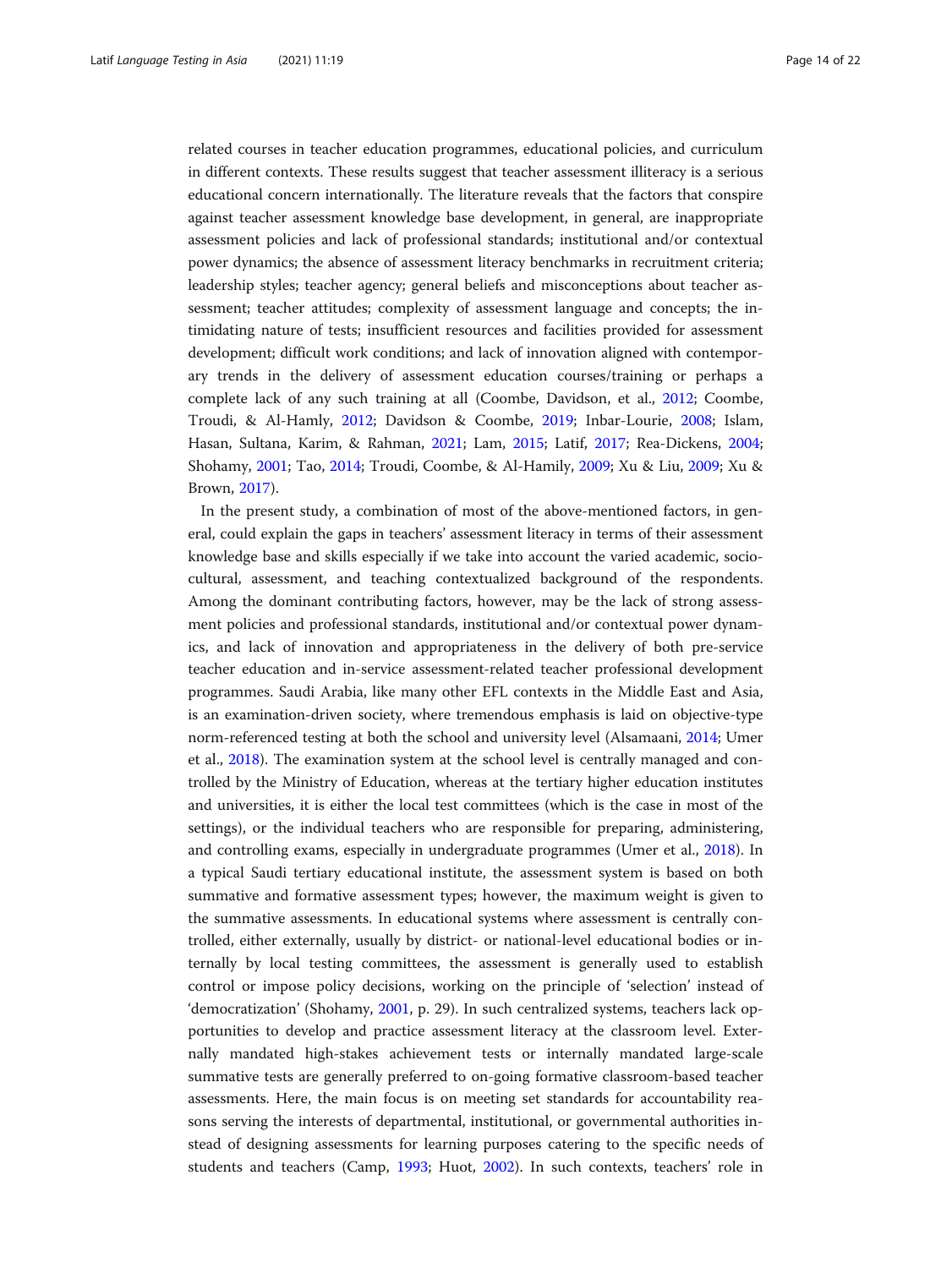related courses in teacher education programmes, educational policies, and curriculum in different contexts. These results suggest that teacher assessment illiteracy is a serious educational concern internationally. The literature reveals that the factors that conspire against teacher assessment knowledge base development, in general, are inappropriate assessment policies and lack of professional standards; institutional and/or contextual power dynamics; the absence of assessment literacy benchmarks in recruitment criteria; leadership styles; teacher agency; general beliefs and misconceptions about teacher assessment; teacher attitudes; complexity of assessment language and concepts; the intimidating nature of tests; insufficient resources and facilities provided for assessment development; difficult work conditions; and lack of innovation aligned with contemporary trends in the delivery of assessment education courses/training or perhaps a complete lack of any such training at all (Coombe, Davidson, et al., 2012; Coombe, Troudi, & Al-Hamly, 2012; Davidson & Coombe, 2019; Inbar-Lourie, 2008; Islam, Hasan, Sultana, Karim, & Rahman, 2021; Lam, 2015; Latif, 2017; Rea-Dickens, 2004; Shohamy, 2001; Tao, 2014; Troudi, Coombe, & Al-Hamily, 2009; Xu & Liu, 2009; Xu & Brown, 2017).

In the present study, a combination of most of the above-mentioned factors, in general, could explain the gaps in teachers' assessment literacy in terms of their assessment knowledge base and skills especially if we take into account the varied academic, socio-cultural, assessment, and teaching contextualized background of the respondents. Among the dominant contributing factors, however, may be the lack of strong assessment policies and professional standards, institutional and/or contextual power dynamics, and lack of innovation and appropriateness in the delivery of both pre-service teacher education and in-service assessment-related teacher professional development programmes. Saudi Arabia, like many other EFL contexts in the Middle East and Asia, is an examination-driven society, where tremendous emphasis is laid on objective-type norm-referenced testing at both the school and university level (Alsamaani, 2014; Umer et al., 2018). The examination system at the school level is centrally managed and controlled by the Ministry of Education, whereas at the tertiary higher education institutes and universities, it is either the local test committees (which is the case in most of the settings), or the individual teachers who are responsible for preparing, administering, and controlling exams, especially in undergraduate programmes (Umer et al., 2018). In a typical Saudi tertiary educational institute, the assessment system is based on both summative and formative assessment types; however, the maximum weight is given to the summative assessments. In educational systems where assessment is centrally controlled, either externally, usually by district- or national-level educational bodies or internally by local testing committees, the assessment is generally used to establish control or impose policy decisions, working on the principle of 'selection' instead of 'democratization' (Shohamy, 2001, p. 29). In such centralized systems, teachers lack opportunities to develop and practice assessment literacy at the classroom level. Externally mandated high-stakes achievement tests or internally mandated large-scale summative tests are generally preferred to on-going formative classroom-based teacher assessments. Here, the main focus is on meeting set standards for accountability reasons serving the interests of departmental, institutional, or governmental authorities instead of designing assessments for learning purposes catering to the specific needs of students and teachers (Camp, 1993; Huot, 2002). In such contexts, teachers' role in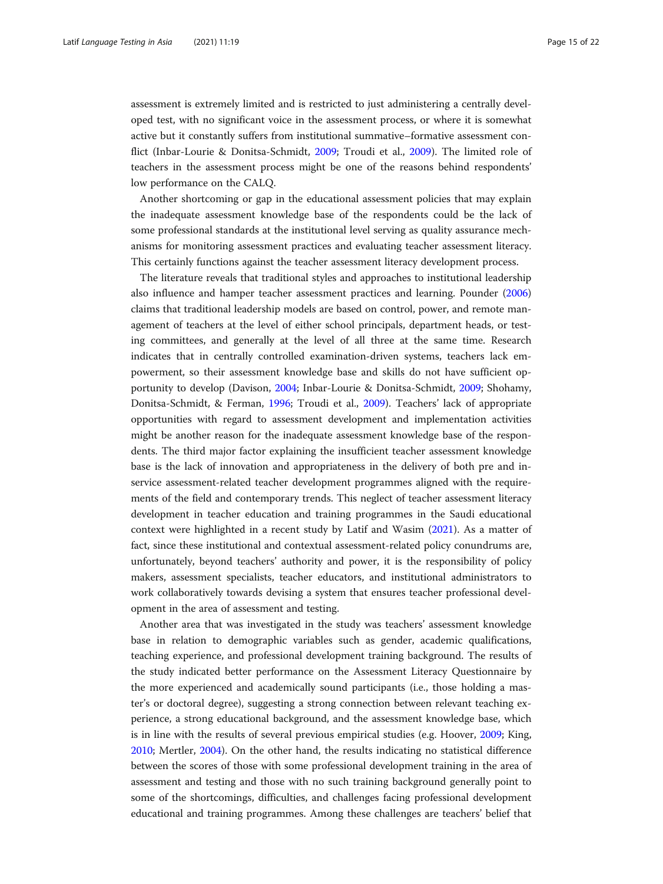assessment is extremely limited and is restricted to just administering a centrally developed test, with no significant voice in the assessment process, or where it is somewhat active but it constantly suffers from institutional summative–formative assessment conflict (Inbar-Lourie & Donitsa-Schmidt, 2009; Troudi et al., 2009). The limited role of teachers in the assessment process might be one of the reasons behind respondents' low performance on the CALQ.

Another shortcoming or gap in the educational assessment policies that may explain the inadequate assessment knowledge base of the respondents could be the lack of some professional standards at the institutional level serving as quality assurance mechanisms for monitoring assessment practices and evaluating teacher assessment literacy. This certainly functions against the teacher assessment literacy development process.

The literature reveals that traditional styles and approaches to institutional leadership also influence and hamper teacher assessment practices and learning. Pounder (2006) claims that traditional leadership models are based on control, power, and remote management of teachers at the level of either school principals, department heads, or testing committees, and generally at the level of all three at the same time. Research indicates that in centrally controlled examination-driven systems, teachers lack empowerment, so their assessment knowledge base and skills do not have sufficient opportunity to develop (Davison, 2004; Inbar-Lourie & Donitsa-Schmidt, 2009; Shohamy, Donitsa-Schmidt, & Ferman, 1996; Troudi et al., 2009). Teachers' lack of appropriate opportunities with regard to assessment development and implementation activities might be another reason for the inadequate assessment knowledge base of the respondents. The third major factor explaining the insufficient teacher assessment knowledge base is the lack of innovation and appropriateness in the delivery of both pre and in-service assessment-related teacher development programmes aligned with the requirements of the field and contemporary trends. This neglect of teacher assessment literacy development in teacher education and training programmes in the Saudi educational context were highlighted in a recent study by Latif and Wasim (2021). As a matter of fact, since these institutional and contextual assessment-related policy conundrums are, unfortunately, beyond teachers' authority and power, it is the responsibility of policy makers, assessment specialists, teacher educators, and institutional administrators to work collaboratively towards devising a system that ensures teacher professional development in the area of assessment and testing.

Another area that was investigated in the study was teachers' assessment knowledge base in relation to demographic variables such as gender, academic qualifications, teaching experience, and professional development training background. The results of the study indicated better performance on the Assessment Literacy Questionnaire by the more experienced and academically sound participants (i.e., those holding a master's or doctoral degree), suggesting a strong connection between relevant teaching experience, a strong educational background, and the assessment knowledge base, which is in line with the results of several previous empirical studies (e.g. Hoover, 2009; King, 2010; Mertler, 2004). On the other hand, the results indicating no statistical difference between the scores of those with some professional development training in the area of assessment and testing and those with no such training background generally point to some of the shortcomings, difficulties, and challenges facing professional development educational and training programmes. Among these challenges are teachers' belief that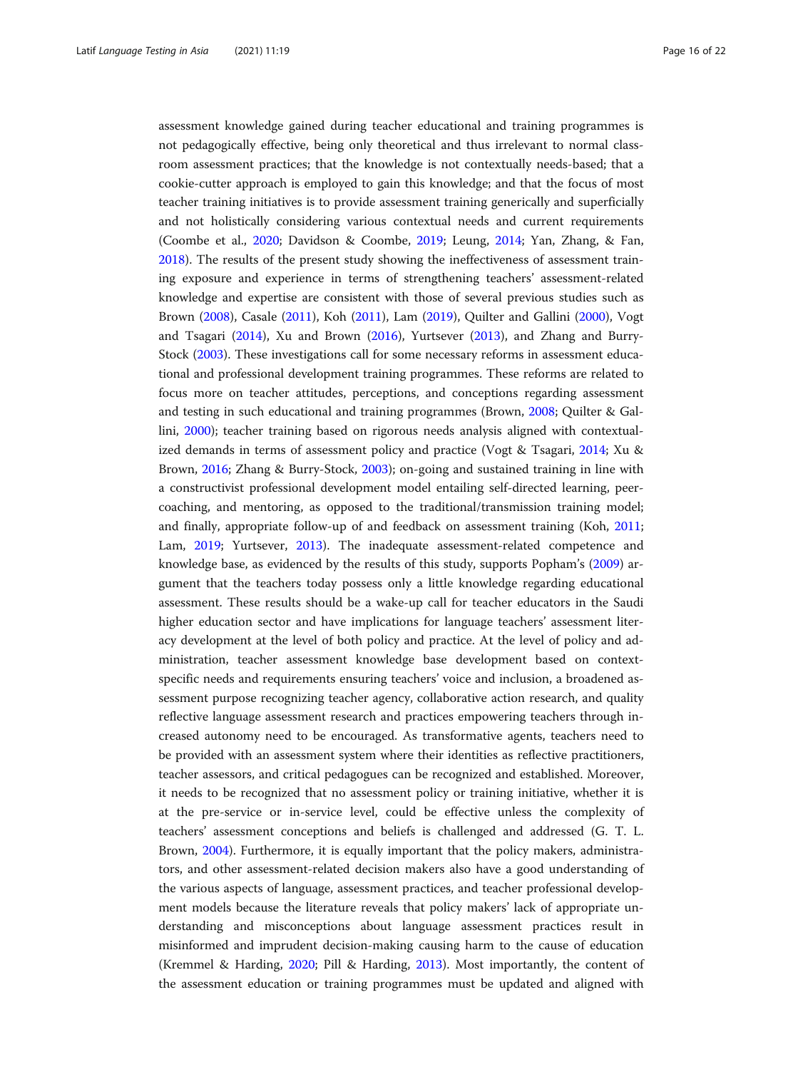assessment knowledge gained during teacher educational and training programmes is not pedagogically effective, being only theoretical and thus irrelevant to normal classroom assessment practices; that the knowledge is not contextually needs-based; that a cookie-cutter approach is employed to gain this knowledge; and that the focus of most teacher training initiatives is to provide assessment training generically and superficially and not holistically considering various contextual needs and current requirements (Coombe et al., 2020; Davidson & Coombe, 2019; Leung, 2014; Yan, Zhang, & Fan, 2018). The results of the present study showing the ineffectiveness of assessment training exposure and experience in terms of strengthening teachers' assessment-related knowledge and expertise are consistent with those of several previous studies such as Brown (2008), Casale (2011), Koh (2011), Lam (2019), Quilter and Gallini (2000), Vogt and Tsagari (2014), Xu and Brown (2016), Yurtsever (2013), and Zhang and Burry-Stock (2003). These investigations call for some necessary reforms in assessment educational and professional development training programmes. These reforms are related to focus more on teacher attitudes, perceptions, and conceptions regarding assessment and testing in such educational and training programmes (Brown, 2008; Quilter & Gallini, 2000); teacher training based on rigorous needs analysis aligned with contextualized demands in terms of assessment policy and practice (Vogt & Tsagari, 2014; Xu & Brown, 2016; Zhang & Burry-Stock, 2003); on-going and sustained training in line with a constructivist professional development model entailing self-directed learning, peer-coaching, and mentoring, as opposed to the traditional/transmission training model; and finally, appropriate follow-up of and feedback on assessment training (Koh, 2011; Lam, 2019; Yurtsever, 2013). The inadequate assessment-related competence and knowledge base, as evidenced by the results of this study, supports Popham's (2009) argument that the teachers today possess only a little knowledge regarding educational assessment. These results should be a wake-up call for teacher educators in the Saudi higher education sector and have implications for language teachers' assessment literacy development at the level of both policy and practice. At the level of policy and administration, teacher assessment knowledge base development based on context-specific needs and requirements ensuring teachers' voice and inclusion, a broadened assessment purpose recognizing teacher agency, collaborative action research, and quality reflective language assessment research and practices empowering teachers through increased autonomy need to be encouraged. As transformative agents, teachers need to be provided with an assessment system where their identities as reflective practitioners, teacher assessors, and critical pedagogues can be recognized and established. Moreover, it needs to be recognized that no assessment policy or training initiative, whether it is at the pre-service or in-service level, could be effective unless the complexity of teachers' assessment conceptions and beliefs is challenged and addressed (G. T. L. Brown, 2004). Furthermore, it is equally important that the policy makers, administrators, and other assessment-related decision makers also have a good understanding of the various aspects of language, assessment practices, and teacher professional development models because the literature reveals that policy makers' lack of appropriate understanding and misconceptions about language assessment practices result in misinformed and imprudent decision-making causing harm to the cause of education (Kremmel & Harding, 2020; Pill & Harding, 2013). Most importantly, the content of the assessment education or training programmes must be updated and aligned with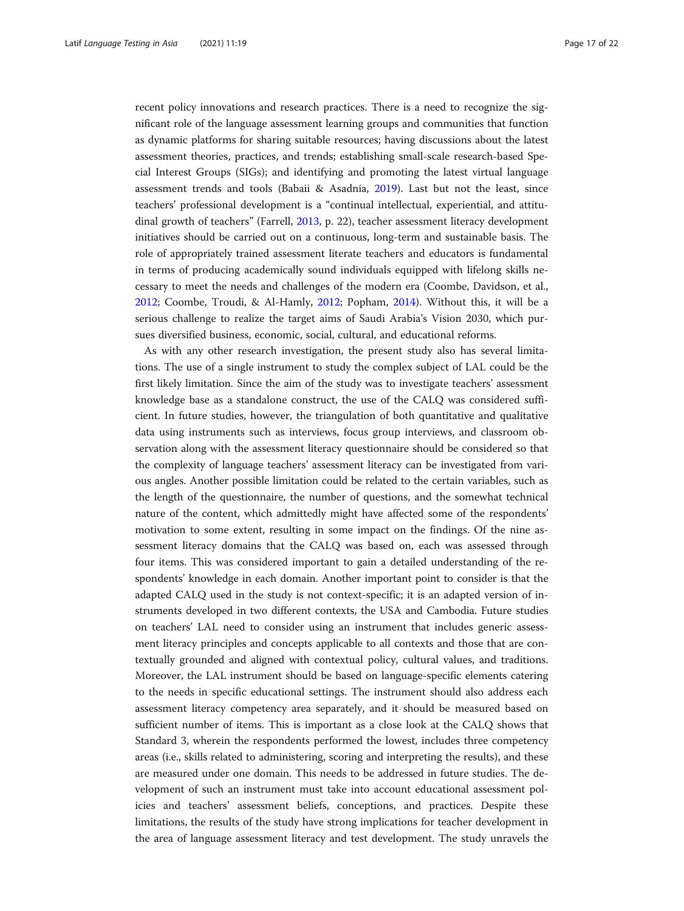recent policy innovations and research practices. There is a need to recognize the significant role of the language assessment learning groups and communities that function as dynamic platforms for sharing suitable resources; having discussions about the latest assessment theories, practices, and trends; establishing small-scale research-based Special Interest Groups (SIGs); and identifying and promoting the latest virtual language assessment trends and tools (Babaii & Asadnia, 2019). Last but not the least, since teachers' professional development is a "continual intellectual, experiential, and attitudinal growth of teachers" (Farrell, 2013, p. 22), teacher assessment literacy development initiatives should be carried out on a continuous, long-term and sustainable basis. The role of appropriately trained assessment literate teachers and educators is fundamental in terms of producing academically sound individuals equipped with lifelong skills necessary to meet the needs and challenges of the modern era (Coombe, Davidson, et al., 2012; Coombe, Troudi, & Al-Hamly, 2012; Popham, 2014). Without this, it will be a serious challenge to realize the target aims of Saudi Arabia's Vision 2030, which pursues diversified business, economic, social, cultural, and educational reforms.

As with any other research investigation, the present study also has several limitations. The use of a single instrument to study the complex subject of LAL could be the first likely limitation. Since the aim of the study was to investigate teachers' assessment knowledge base as a standalone construct, the use of the CALQ was considered sufficient. In future studies, however, the triangulation of both quantitative and qualitative data using instruments such as interviews, focus group interviews, and classroom observation along with the assessment literacy questionnaire should be considered so that the complexity of language teachers' assessment literacy can be investigated from various angles. Another possible limitation could be related to the certain variables, such as the length of the questionnaire, the number of questions, and the somewhat technical nature of the content, which admittedly might have affected some of the respondents' motivation to some extent, resulting in some impact on the findings. Of the nine assessment literacy domains that the CALQ was based on, each was assessed through four items. This was considered important to gain a detailed understanding of the respondents' knowledge in each domain. Another important point to consider is that the adapted CALQ used in the study is not context-specific; it is an adapted version of instruments developed in two different contexts, the USA and Cambodia. Future studies on teachers' LAL need to consider using an instrument that includes generic assessment literacy principles and concepts applicable to all contexts and those that are contextually grounded and aligned with contextual policy, cultural values, and traditions. Moreover, the LAL instrument should be based on language-specific elements catering to the needs in specific educational settings. The instrument should also address each assessment literacy competency area separately, and it should be measured based on sufficient number of items. This is important as a close look at the CALQ shows that Standard 3, wherein the respondents performed the lowest, includes three competency areas (i.e., skills related to administering, scoring and interpreting the results), and these are measured under one domain. This needs to be addressed in future studies. The development of such an instrument must take into account educational assessment policies and teachers' assessment beliefs, conceptions, and practices. Despite these limitations, the results of the study have strong implications for teacher development in the area of language assessment literacy and test development. The study unravels the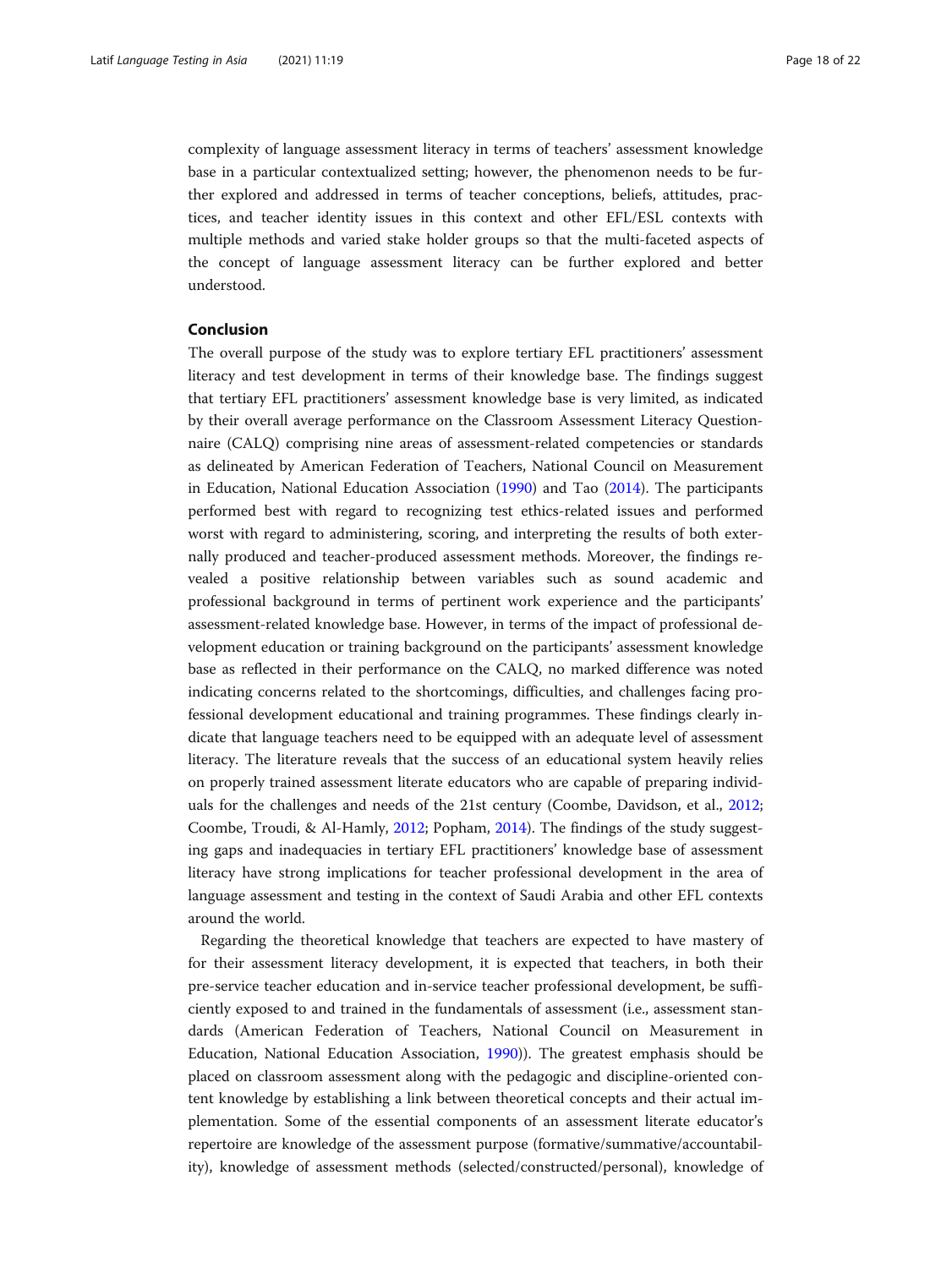complexity of language assessment literacy in terms of teachers' assessment knowledge base in a particular contextualized setting; however, the phenomenon needs to be further explored and addressed in terms of teacher conceptions, beliefs, attitudes, practices, and teacher identity issues in this context and other EFL/ESL contexts with multiple methods and varied stake holder groups so that the multi-faceted aspects of the concept of language assessment literacy can be further explored and better understood.

## Conclusion

The overall purpose of the study was to explore tertiary EFL practitioners' assessment literacy and test development in terms of their knowledge base. The findings suggest that tertiary EFL practitioners' assessment knowledge base is very limited, as indicated by their overall average performance on the Classroom Assessment Literacy Questionnaire (CALQ) comprising nine areas of assessment-related competencies or standards as delineated by American Federation of Teachers, National Council on Measurement in Education, National Education Association (1990) and Tao (2014). The participants performed best with regard to recognizing test ethics-related issues and performed worst with regard to administering, scoring, and interpreting the results of both externally produced and teacher-produced assessment methods. Moreover, the findings revealed a positive relationship between variables such as sound academic and professional background in terms of pertinent work experience and the participants' assessment-related knowledge base. However, in terms of the impact of professional development education or training background on the participants' assessment knowledge base as reflected in their performance on the CALQ, no marked difference was noted indicating concerns related to the shortcomings, difficulties, and challenges facing professional development educational and training programmes. These findings clearly indicate that language teachers need to be equipped with an adequate level of assessment literacy. The literature reveals that the success of an educational system heavily relies on properly trained assessment literate educators who are capable of preparing individuals for the challenges and needs of the 21st century (Coombe, Davidson, et al., 2012; Coombe, Troudi, & Al-Hamly, 2012; Popham, 2014). The findings of the study suggesting gaps and inadequacies in tertiary EFL practitioners' knowledge base of assessment literacy have strong implications for teacher professional development in the area of language assessment and testing in the context of Saudi Arabia and other EFL contexts around the world.

Regarding the theoretical knowledge that teachers are expected to have mastery of for their assessment literacy development, it is expected that teachers, in both their pre-service teacher education and in-service teacher professional development, be sufficiently exposed to and trained in the fundamentals of assessment (i.e., assessment standards (American Federation of Teachers, National Council on Measurement in Education, National Education Association, 1990)). The greatest emphasis should be placed on classroom assessment along with the pedagogic and discipline-oriented content knowledge by establishing a link between theoretical concepts and their actual implementation. Some of the essential components of an assessment literate educator's repertoire are knowledge of the assessment purpose (formative/summative/accountability), knowledge of assessment methods (selected/constructed/personal), knowledge of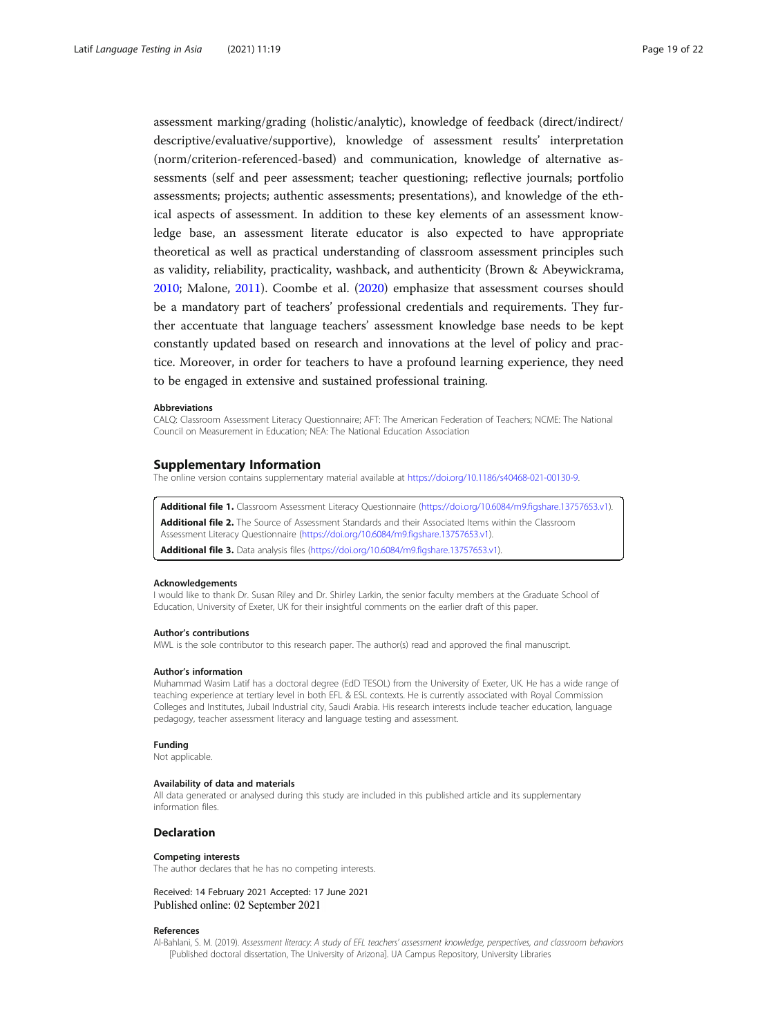assessment marking/grading (holistic/analytic), knowledge of feedback (direct/indirect/descriptive/evaluative/supportive), knowledge of assessment results' interpretation (norm/criterion-referenced-based) and communication, knowledge of alternative assessments (self and peer assessment; teacher questioning; reflective journals; portfolio assessments; projects; authentic assessments; presentations), and knowledge of the ethical aspects of assessment. In addition to these key elements of an assessment knowledge base, an assessment literate educator is also expected to have appropriate theoretical as well as practical understanding of classroom assessment principles such as validity, reliability, practicality, washback, and authenticity (Brown & Abeywickrama, 2010; Malone, 2011). Coombe et al. (2020) emphasize that assessment courses should be a mandatory part of teachers' professional credentials and requirements. They further accentuate that language teachers' assessment knowledge base needs to be kept constantly updated based on research and innovations at the level of policy and practice. Moreover, in order for teachers to have a profound learning experience, they need to be engaged in extensive and sustained professional training.

#### Abbreviations

CALQ: Classroom Assessment Literacy Questionnaire; AFT: The American Federation of Teachers; NCME: The National Council on Measurement in Education; NEA: The National Education Association

## Supplementary Information

The online version contains supplementary material available at https://doi.org/10.1186/s40468-021-00130-9.

**Additional file 1.** Classroom Assessment Literacy Questionnaire (https://doi.org/10.6084/m9.figshare.13757653.v1).

**Additional file 2.** The Source of Assessment Standards and their Associated Items within the Classroom Assessment Literacy Questionnaire (https://doi.org/10.6084/m9.figshare.13757653.v1).

**Additional file 3.** Data analysis files (https://doi.org/10.6084/m9.figshare.13757653.v1).

#### Acknowledgements

I would like to thank Dr. Susan Riley and Dr. Shirley Larkin, the senior faculty members at the Graduate School of Education, University of Exeter, UK for their insightful comments on the earlier draft of this paper.

#### Author's contributions

MWL is the sole contributor to this research paper. The author(s) read and approved the final manuscript.

#### Author's information

Muhammad Wasim Latif has a doctoral degree (EdD TESOL) from the University of Exeter, UK. He has a wide range of teaching experience at tertiary level in both EFL & ESL contexts. He is currently associated with Royal Commission Colleges and Institutes, Jubail Industrial city, Saudi Arabia. His research interests include teacher education, language pedagogy, teacher assessment literacy and language testing and assessment.

#### Funding

Not applicable.

#### Availability of data and materials

All data generated or analysed during this study are included in this published article and its supplementary information files.

## Declaration

#### Competing interests

The author declares that he has no competing interests.

Received: 14 February 2021 Accepted: 17 June 2021
Published online: 02 September 2021

#### References

Al-Bahlani, S. M. (2019). *Assessment literacy: A study of EFL teachers' assessment knowledge, perspectives, and classroom behaviors* [Published doctoral dissertation, The University of Arizona]. UA Campus Repository, University Libraries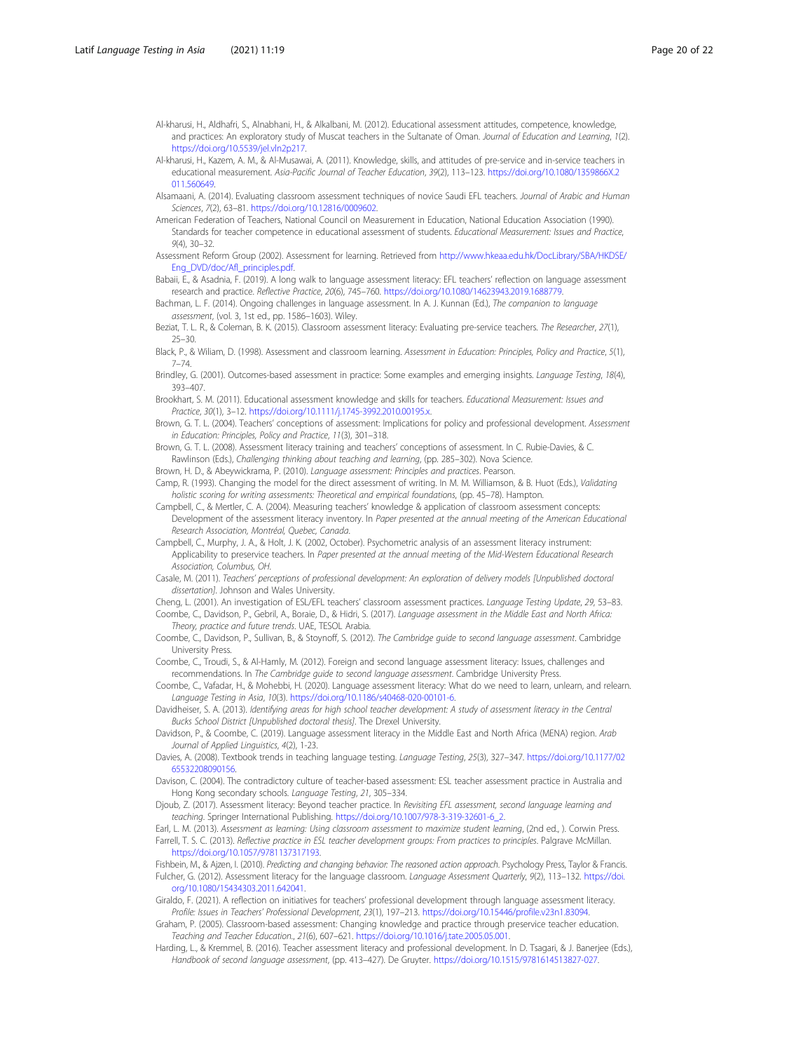Al-kharusi, H., Aldhafri, S., Alnabhani, H., & Alkalbani, M. (2012). Educational assessment attitudes, competence, knowledge, and practices: An exploratory study of Muscat teachers in the Sultanate of Oman. *Journal of Education and Learning*, *1*(2). https://doi.org/10.5539/jel.vln2p217.

Al-kharusi, H., Kazem, A. M., & Al-Musawai, A. (2011). Knowledge, skills, and attitudes of pre-service and in-service teachers in educational measurement. *Asia-Pacific Journal of Teacher Education*, *39*(2), 113–123. https://doi.org/10.1080/1359866X.2011.560649.

Alsamaani, A. (2014). Evaluating classroom assessment techniques of novice Saudi EFL teachers. *Journal of Arabic and Human Sciences*, *7*(2), 63–81. https://doi.org/10.12816/0009602.

American Federation of Teachers, National Council on Measurement in Education, National Education Association (1990). Standards for teacher competence in educational assessment of students. *Educational Measurement: Issues and Practice*, *9*(4), 30–32.

Assessment Reform Group (2002). Assessment for learning. Retrieved from http://www.hkeaa.edu.hk/DocLibrary/SBA/HKDSE/Eng_DVD/doc/Afl_principles.pdf.

Babaii, E., & Asadnia, F. (2019). A long walk to language assessment literacy: EFL teachers' reflection on language assessment research and practice. *Reflective Practice*, *20*(6), 745–760. https://doi.org/10.1080/14623943.2019.1688779.

Bachman, L. F. (2014). Ongoing challenges in language assessment. In A. J. Kunnan (Ed.), *The companion to language assessment*, (vol. 3, 1st ed., pp. 1586–1603). Wiley.

Beziat, T. L. R., & Coleman, B. K. (2015). Classroom assessment literacy: Evaluating pre-service teachers. *The Researcher*, *27*(1), 25–30.

Black, P., & Wiliam, D. (1998). Assessment and classroom learning. *Assessment in Education: Principles, Policy and Practice*, *5*(1), 7–74.

Brindley, G. (2001). Outcomes-based assessment in practice: Some examples and emerging insights. *Language Testing*, *18*(4), 393–407.

Brookhart, S. M. (2011). Educational assessment knowledge and skills for teachers. *Educational Measurement: Issues and Practice*, *30*(1), 3–12. https://doi.org/10.1111/j.1745-3992.2010.00195.x.

Brown, G. T. L. (2004). Teachers' conceptions of assessment: Implications for policy and professional development. *Assessment in Education: Principles, Policy and Practice*, *11*(3), 301–318.

Brown, G. T. L. (2008). Assessment literacy training and teachers' conceptions of assessment. In C. Rubie-Davies, & C. Rawlinson (Eds.), *Challenging thinking about teaching and learning*, (pp. 285–302). Nova Science.

Brown, H. D., & Abeywickrama, P. (2010). *Language assessment: Principles and practices*. Pearson.

Camp, R. (1993). Changing the model for the direct assessment of writing. In M. M. Williamson, & B. Huot (Eds.), *Validating holistic scoring for writing assessments: Theoretical and empirical foundations*, (pp. 45–78). Hampton.

Campbell, C., & Mertler, C. A. (2004). Measuring teachers' knowledge & application of classroom assessment concepts: Development of the assessment literacy inventory. In *Paper presented at the annual meeting of the American Educational Research Association, Montréal, Quebec, Canada*.

Campbell, C., Murphy, J. A., & Holt, J. K. (2002, October). Psychometric analysis of an assessment literacy instrument: Applicability to preservice teachers. In *Paper presented at the annual meeting of the Mid-Western Educational Research Association, Columbus, OH*.

Casale, M. (2011). *Teachers' perceptions of professional development: An exploration of delivery models [Unpublished doctoral dissertation]*. Johnson and Wales University.

Cheng, L. (2001). An investigation of ESL/EFL teachers' classroom assessment practices. *Language Testing Update*, *29*, 53–83.

Coombe, C., Davidson, P., Gebril, A., Boraie, D., & Hidri, S. (2017). *Language assessment in the Middle East and North Africa: Theory, practice and future trends*. UAE, TESOL Arabia.

Coombe, C., Davidson, P., Sullivan, B., & Stoynoff, S. (2012). *The Cambridge guide to second language assessment*. Cambridge University Press.

Coombe, C., Troudi, S., & Al-Hamly, M. (2012). Foreign and second language assessment literacy: Issues, challenges and recommendations. In *The Cambridge guide to second language assessment*. Cambridge University Press.

Coombe, C., Vafadar, H., & Mohebbi, H. (2020). Language assessment literacy: What do we need to learn, unlearn, and relearn. *Language Testing in Asia*, *10*(3). https://doi.org/10.1186/s40468-020-00101-6.

Davidheiser, S. A. (2013). *Identifying areas for high school teacher development: A study of assessment literacy in the Central Bucks School District [Unpublished doctoral thesis]*. The Drexel University.

Davidson, P., & Coombe, C. (2019). Language assessment literacy in the Middle East and North Africa (MENA) region. *Arab Journal of Applied Linguistics*, *4*(2), 1-23.

Davies, A. (2008). Textbook trends in teaching language testing. *Language Testing*, *25*(3), 327–347. https://doi.org/10.1177/0265532208090156.

Davison, C. (2004). The contradictory culture of teacher-based assessment: ESL teacher assessment practice in Australia and Hong Kong secondary schools. *Language Testing*, *21*, 305–334.

Djoub, Z. (2017). Assessment literacy: Beyond teacher practice. In *Revisiting EFL assessment, second language learning and teaching*. Springer International Publishing. https://doi.org/10.1007/978-3-319-32601-6_2.

Earl, L. M. (2013). *Assessment as learning: Using classroom assessment to maximize student learning*, (2nd ed., ). Corwin Press.

Farrell, T. S. C. (2013). *Reflective practice in ESL teacher development groups: From practices to principles*. Palgrave McMillan. https://doi.org/10.1057/9781137317193.

Fishbein, M., & Ajzen, I. (2010). *Predicting and changing behavior: The reasoned action approach*. Psychology Press, Taylor & Francis.

Fulcher, G. (2012). Assessment literacy for the language classroom. *Language Assessment Quarterly*, *9*(2), 113–132. https://doi.org/10.1080/15434303.2011.642041.

Giraldo, F. (2021). A reflection on initiatives for teachers' professional development through language assessment literacy. *Profile: Issues in Teachers' Professional Development*, *23*(1), 197–213. https://doi.org/10.15446/profile.v23n1.83094.

Graham, P. (2005). Classroom-based assessment: Changing knowledge and practice through preservice teacher education. *Teaching and Teacher Education*, *21*(6), 607–621. https://doi.org/10.1016/j.tate.2005.05.001.

Harding, L., & Kremmel, B. (2016). Teacher assessment literacy and professional development. In D. Tsagari, & J. Banerjee (Eds.), *Handbook of second language assessment*, (pp. 413–427). De Gruyter. https://doi.org/10.1515/9781614513827-027.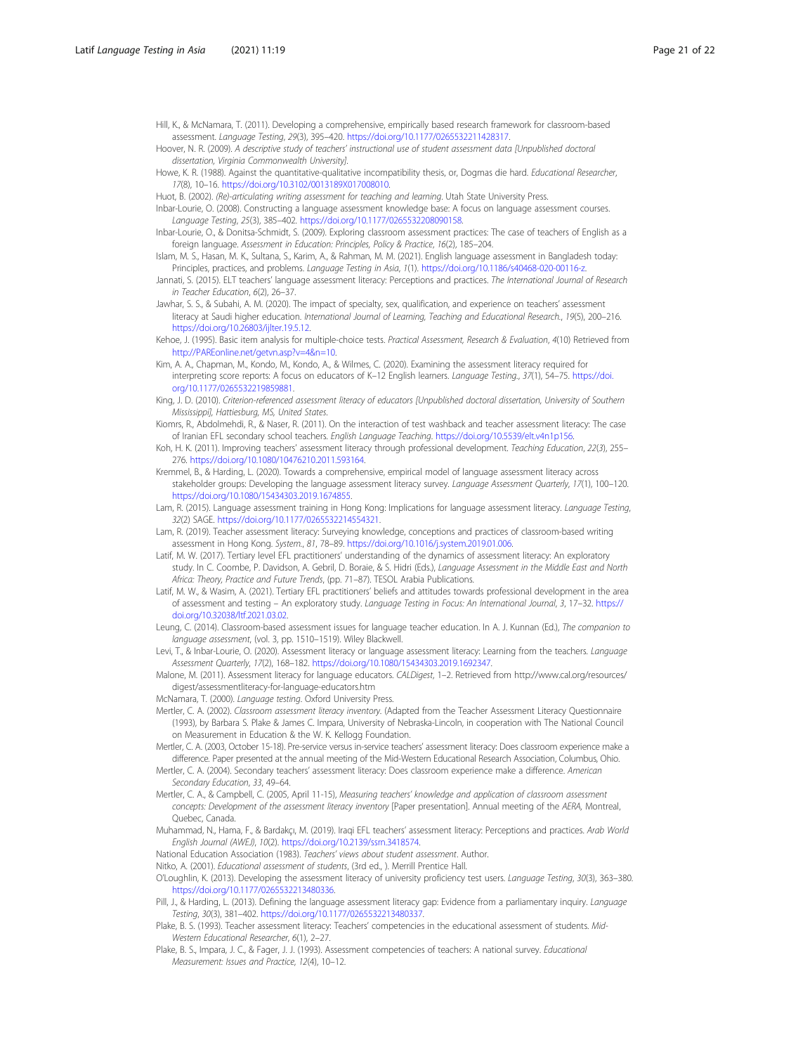Hill, K., & McNamara, T. (2011). Developing a comprehensive, empirically based research framework for classroom-based assessment. *Language Testing*, *29*(3), 395–420. https://doi.org/10.1177/0265532211428317.

Hoover, N. R. (2009). *A descriptive study of teachers' instructional use of student assessment data [Unpublished doctoral dissertation, Virginia Commonwealth University]*.

Howe, K. R. (1988). Against the quantitative-qualitative incompatibility thesis, or, Dogmas die hard. *Educational Researcher*, *17*(8), 10–16. https://doi.org/10.3102/0013189X017008010.

Huot, B. (2002). *(Re)-articulating writing assessment for teaching and learning*. Utah State University Press.

Inbar-Lourie, O. (2008). Constructing a language assessment knowledge base: A focus on language assessment courses. *Language Testing*, *25*(3), 385–402. https://doi.org/10.1177/0265532208090158.

Inbar-Lourie, O., & Donitsa-Schmidt, S. (2009). Exploring classroom assessment practices: The case of teachers of English as a foreign language. *Assessment in Education: Principles, Policy & Practice*, *16*(2), 185–204.

Islam, M. S., Hasan, M. K., Sultana, S., Karim, A., & Rahman, M. M. (2021). English language assessment in Bangladesh today: Principles, practices, and problems. *Language Testing in Asia*, *1*(1). https://doi.org/10.1186/s40468-020-00116-z.

Jannati, S. (2015). ELT teachers' language assessment literacy: Perceptions and practices. *The International Journal of Research in Teacher Education*, *6*(2), 26–37.

Jawhar, S. S., & Subahi, A. M. (2020). The impact of specialty, sex, qualification, and experience on teachers' assessment literacy at Saudi higher education. *International Journal of Learning, Teaching and Educational Research.*, *19*(5), 200–216. https://doi.org/10.26803/ijlter.19.5.12.

Kehoe, J. (1995). Basic item analysis for multiple-choice tests. *Practical Assessment, Research & Evaluation*, *4*(10) Retrieved from http://PAREonline.net/getvn.asp?v=4&n=10.

Kim, A. A., Chapman, M., Kondo, M., Kondo, A., & Wilmes, C. (2020). Examining the assessment literacy required for interpreting score reports: A focus on educators of K–12 English learners. *Language Testing.*, *37*(1), 54–75. https://doi.org/10.1177/0265532219859881.

King, J. D. (2010). *Criterion-referenced assessment literacy of educators [Unpublished doctoral dissertation, University of Southern Mississippi], Hattiesburg, MS, United States*.

Kiomrs, R., Abdolmehdi, R., & Naser, R. (2011). On the interaction of test washback and teacher assessment literacy: The case of Iranian EFL secondary school teachers. *English Language Teaching*. https://doi.org/10.5539/elt.v4n1p156.

Koh, H. K. (2011). Improving teachers' assessment literacy through professional development. *Teaching Education*, *22*(3), 255–276. https://doi.org/10.1080/10476210.2011.593164.

Kremmel, B., & Harding, L. (2020). Towards a comprehensive, empirical model of language assessment literacy across stakeholder groups: Developing the language assessment literacy survey. *Language Assessment Quarterly*, *17*(1), 100–120. https://doi.org/10.1080/15434303.2019.1674855.

Lam, R. (2015). Language assessment training in Hong Kong: Implications for language assessment literacy. *Language Testing*, *32*(2) SAGE. https://doi.org/10.1177/0265532214554321.

Lam, R. (2019). Teacher assessment literacy: Surveying knowledge, conceptions and practices of classroom-based writing assessment in Hong Kong. *System.*, *81*, 78–89. https://doi.org/10.1016/j.system.2019.01.006.

Latif, M. W. (2017). Tertiary level EFL practitioners' understanding of the dynamics of assessment literacy: An exploratory study. In C. Coombe, P. Davidson, A. Gebril, D. Boraie, & S. Hidri (Eds.), *Language Assessment in the Middle East and North Africa: Theory, Practice and Future Trends*, (pp. 71–87). TESOL Arabia Publications.

Latif, M. W., & Wasim, A. (2021). Tertiary EFL practitioners' beliefs and attitudes towards professional development in the area of assessment and testing – An exploratory study. *Language Testing in Focus: An International Journal*, *3*, 17–32. https://doi.org/10.32038/ltf.2021.03.02.

Leung, C. (2014). Classroom-based assessment issues for language teacher education. In A. J. Kunnan (Ed.), *The companion to language assessment*, (vol. 3, pp. 1510–1519). Wiley Blackwell.

Levi, T., & Inbar-Lourie, O. (2020). Assessment literacy or language assessment literacy: Learning from the teachers. *Language Assessment Quarterly*, *17*(2), 168–182. https://doi.org/10.1080/15434303.2019.1692347.

Malone, M. (2011). Assessment literacy for language educators. *CALDigest*, 1–2. Retrieved from http://www.cal.org/resources/digest/assessmentliteracy-for-language-educators.htm

McNamara, T. (2000). *Language testing*. Oxford University Press.

Mertler, C. A. (2002). *Classroom assessment literacy inventory*. (Adapted from the Teacher Assessment Literacy Questionnaire (1993), by Barbara S. Plake & James C. Impara, University of Nebraska-Lincoln, in cooperation with The National Council on Measurement in Education & the W. K. Kellogg Foundation.

Mertler, C. A. (2003, October 15-18). Pre-service versus in-service teachers' assessment literacy: Does classroom experience make a difference. Paper presented at the annual meeting of the Mid-Western Educational Research Association, Columbus, Ohio.

Mertler, C. A. (2004). Secondary teachers' assessment literacy: Does classroom experience make a difference. *American Secondary Education*, *33*, 49–64.

Mertler, C. A., & Campbell, C. (2005, April 11-15), *Measuring teachers' knowledge and application of classroom assessment concepts: Development of the assessment literacy inventory* [Paper presentation]. Annual meeting of the *AERA*, Montreal, Quebec, Canada.

Muhammad, N., Hama, F., & Bardakçı, M. (2019). Iraqi EFL teachers' assessment literacy: Perceptions and practices. *Arab World English Journal (AWEJ)*, *10*(2). https://doi.org/10.2139/ssrn.3418574.

National Education Association (1983). *Teachers' views about student assessment*. Author.

Nitko, A. (2001). *Educational assessment of students*, (3rd ed., ). Merrill Prentice Hall.

O'Loughlin, K. (2013). Developing the assessment literacy of university proficiency test users. *Language Testing*, *30*(3), 363–380. https://doi.org/10.1177/0265532213480336.

Pill, J., & Harding, L. (2013). Defining the language assessment literacy gap: Evidence from a parliamentary inquiry. *Language Testing*, *30*(3), 381–402. https://doi.org/10.1177/0265532213480337.

Plake, B. S. (1993). Teacher assessment literacy: Teachers' competencies in the educational assessment of students. *Mid-Western Educational Researcher*, *6*(1), 2–27.

Plake, B. S., Impara, J. C., & Fager, J. J. (1993). Assessment competencies of teachers: A national survey. *Educational Measurement: Issues and Practice*, *12*(4), 10–12.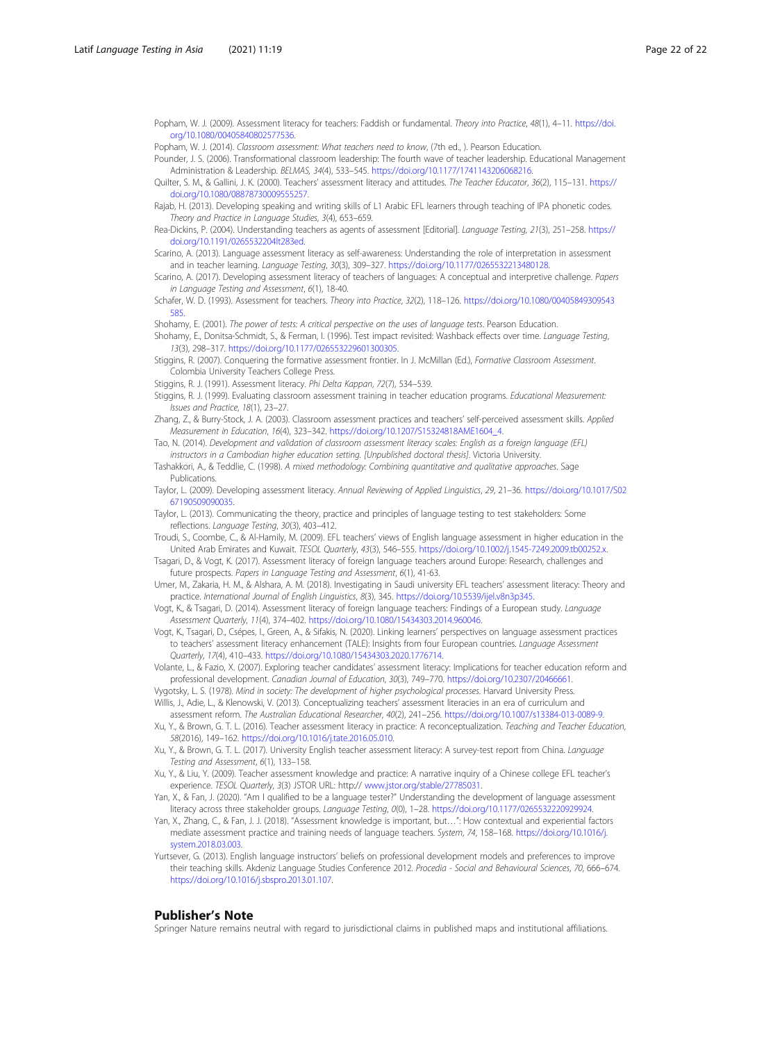Popham, W. J. (2009). Assessment literacy for teachers: Faddish or fundamental. *Theory into Practice*, *48*(1), 4–11. https://doi.org/10.1080/00405840802577536.

Popham, W. J. (2014). *Classroom assessment: What teachers need to know*, (7th ed., ). Pearson Education.

Pounder, J. S. (2006). Transformational classroom leadership: The fourth wave of teacher leadership. Educational Management Administration & Leadership. *BELMAS*, *34*(4), 533–545. https://doi.org/10.1177/1741143206068216.

Quilter, S. M., & Gallini, J. K. (2000). Teachers' assessment literacy and attitudes. *The Teacher Educator*, *36*(2), 115–131. https://doi.org/10.1080/08878730009555257.

Rajab, H. (2013). Developing speaking and writing skills of L1 Arabic EFL learners through teaching of IPA phonetic codes. *Theory and Practice in Language Studies*, *3*(4), 653–659.

Rea-Dickins, P. (2004). Understanding teachers as agents of assessment [Editorial]. *Language Testing*, *21*(3), 251–258. https://doi.org/10.1191/0265532204lt283ed.

Scarino, A. (2013). Language assessment literacy as self-awareness: Understanding the role of interpretation in assessment and in teacher learning. *Language Testing*, *30*(3), 309–327. https://doi.org/10.1177/0265532213480128.

Scarino, A. (2017). Developing assessment literacy of teachers of languages: A conceptual and interpretive challenge. *Papers in Language Testing and Assessment*, *6*(1), 18-40.

Schafer, W. D. (1993). Assessment for teachers. *Theory into Practice*, *32*(2), 118–126. https://doi.org/10.1080/00405849309543585.

Shohamy, E. (2001). *The power of tests: A critical perspective on the uses of language tests*. Pearson Education.

Shohamy, E., Donitsa-Schmidt, S., & Ferman, I. (1996). Test impact revisited: Washback effects over time. *Language Testing*, *13*(3), 298–317. https://doi.org/10.1177/026553229601300305.

Stiggins, R. (2007). Conquering the formative assessment frontier. In J. McMillan (Ed.), *Formative Classroom Assessment*. Colombia University Teachers College Press.

Stiggins, R. J. (1991). Assessment literacy. *Phi Delta Kappan*, *72*(7), 534–539.

Stiggins, R. J. (1999). Evaluating classroom assessment training in teacher education programs. *Educational Measurement: Issues and Practice*, *18*(1), 23–27.

Zhang, Z., & Burry-Stock, J. A. (2003). Classroom assessment practices and teachers' self-perceived assessment skills. *Applied Measurement in Education*, *16*(4), 323–342. https://doi.org/10.1207/S15324818AME1604_4.

Tao, N. (2014). *Development and validation of classroom assessment literacy scales: English as a foreign language (EFL) instructors in a Cambodian higher education setting. [Unpublished doctoral thesis]*. Victoria University.

Tashakkori, A., & Teddlie, C. (1998). *A mixed methodology: Combining quantitative and qualitative approaches*. Sage Publications.

Taylor, L. (2009). Developing assessment literacy. *Annual Reviewing of Applied Linguistics*, *29*, 21–36. https://doi.org/10.1017/S0267190509090035.

Taylor, L. (2013). Communicating the theory, practice and principles of language testing to test stakeholders: Some reflections. *Language Testing*, *30*(3), 403–412.

Troudi, S., Coombe, C., & Al-Hamily, M. (2009). EFL teachers' views of English language assessment in higher education in the United Arab Emirates and Kuwait. *TESOL Quarterly*, *43*(3), 546–555. https://doi.org/10.1002/j.1545-7249.2009.tb00252.x.

Tsagari, D., & Vogt, K. (2017). Assessment literacy of foreign language teachers around Europe: Research, challenges and future prospects. *Papers in Language Testing and Assessment*, *6*(1), 41-63.

Umer, M., Zakaria, H. M., & Alshara, A. M. (2018). Investigating in Saudi university EFL teachers' assessment literacy: Theory and practice. *International Journal of English Linguistics*, *8*(3), 345. https://doi.org/10.5539/ijel.v8n3p345.

Vogt, K., & Tsagari, D. (2014). Assessment literacy of foreign language teachers: Findings of a European study. *Language Assessment Quarterly*, *11*(4), 374–402. https://doi.org/10.1080/15434303.2014.960046.

Vogt, K., Tsagari, D., Csépes, I., Green, A., & Sifakis, N. (2020). Linking learners' perspectives on language assessment practices to teachers' assessment literacy enhancement (TALE): Insights from four European countries. *Language Assessment Quarterly*, *17*(4), 410–433. https://doi.org/10.1080/15434303.2020.1776714.

Volante, L., & Fazio, X. (2007). Exploring teacher candidates' assessment literacy: Implications for teacher education reform and professional development. *Canadian Journal of Education*, *30*(3), 749–770. https://doi.org/10.2307/20466661.

Vygotsky, L. S. (1978). *Mind in society: The development of higher psychological processes*. Harvard University Press.

Willis, J., Adie, L., & Klenowski, V. (2013). Conceptualizing teachers' assessment literacies in an era of curriculum and assessment reform. *The Australian Educational Researcher*, *40*(2), 241–256. https://doi.org/10.1007/s13384-013-0089-9.

Xu, Y., & Brown, G. T. L. (2016). Teacher assessment literacy in practice: A reconceptualization. *Teaching and Teacher Education*, *58*(2016), 149–162. https://doi.org/10.1016/j.tate.2016.05.010.

Xu, Y., & Brown, G. T. L. (2017). University English teacher assessment literacy: A survey-test report from China. *Language Testing and Assessment*, *6*(1), 133–158.

Xu, Y., & Liu, Y. (2009). Teacher assessment knowledge and practice: A narrative inquiry of a Chinese college EFL teacher's experience. *TESOL Quarterly*, *3*(3) JSTOR URL: http:// www.jstor.org/stable/27785031.

Yan, X., & Fan, J. (2020). "Am I qualified to be a language tester?" Understanding the development of language assessment literacy across three stakeholder groups. *Language Testing*, *0*(0), 1–28. https://doi.org/10.1177/0265532220929924.

Yan, X., Zhang, C., & Fan, J. J. (2018). "Assessment knowledge is important, but…": How contextual and experiential factors mediate assessment practice and training needs of language teachers. *System*, *74*, 158–168. https://doi.org/10.1016/j.system.2018.03.003.

Yurtsever, G. (2013). English language instructors' beliefs on professional development models and preferences to improve their teaching skills. Akdeniz Language Studies Conference 2012. *Procedia - Social and Behavioural Sciences*, *70*, 666–674. https://doi.org/10.1016/j.sbspro.2013.01.107.

## Publisher's Note

Springer Nature remains neutral with regard to jurisdictional claims in published maps and institutional affiliations.